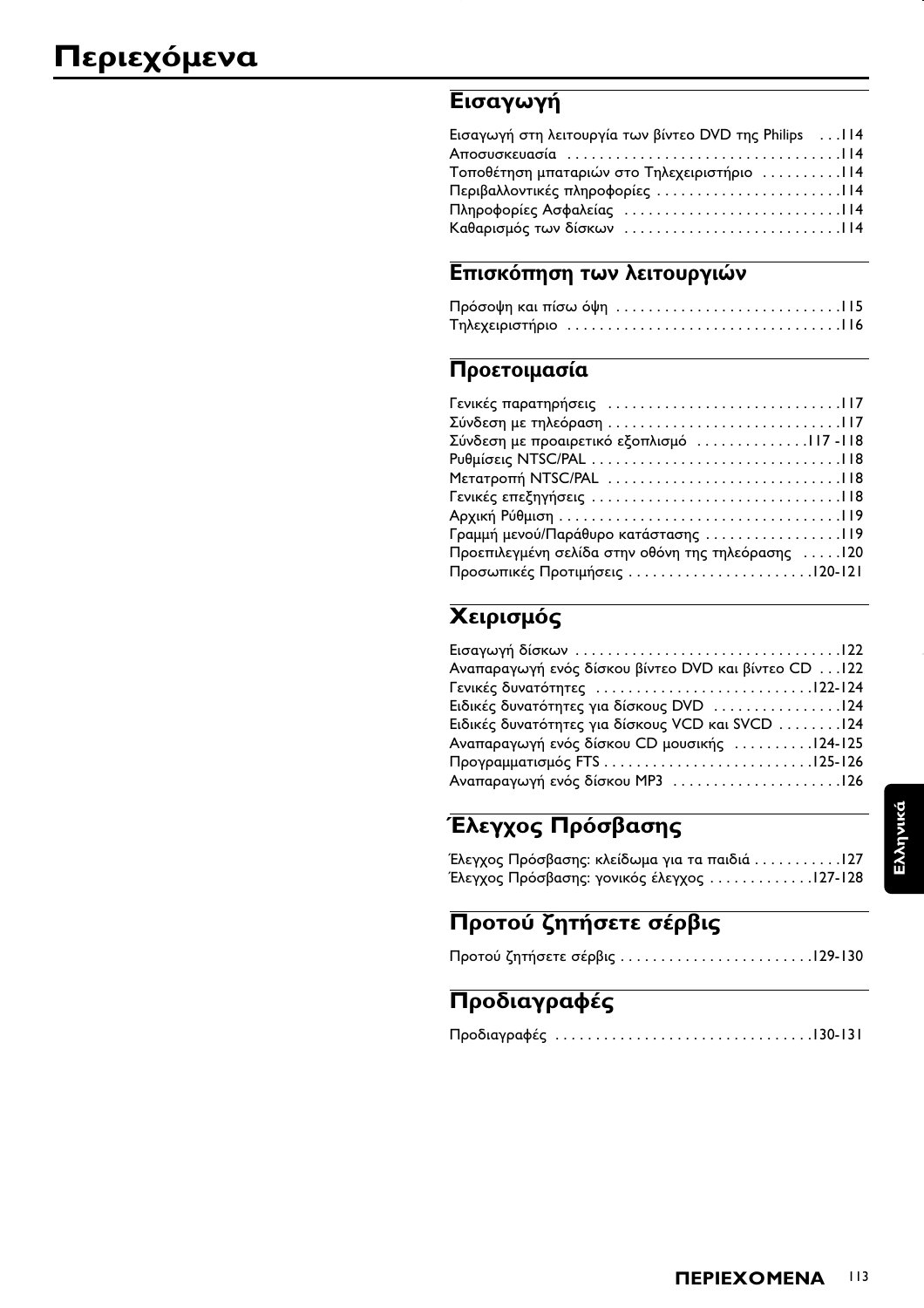# Περιεχόμενα

## Εισαγωγή

Εισαγωγή στη λειτουργία των βίντεο DVD της Philips . . .114
Αποσυσκευασία . . . . . . . . . . . . . . . . . . . . . . . . . . . . . . . . .114
Τοποθέτηση μπαταριών στο Τηλεχειριστήριο . . . . . . . . . .114
Περιβαλλοντικές πληροφορίες . . . . . . . . . . . . . . . . . . . . . . .114
Πληροφορίες Ασφαλείας . . . . . . . . . . . . . . . . . . . . . . . . . . .114
Καθαρισμός των δίσκων . . . . . . . . . . . . . . . . . . . . . . . . . . .114

## Επισκόπηση των λειτουργιών

Πρόσοψη και πίσω όψη . . . . . . . . . . . . . . . . . . . . . . . . . . . .115
Τηλεχειριστήριο . . . . . . . . . . . . . . . . . . . . . . . . . . . . . . . . . .116

## Προετοιμασία

Γενικές παρατηρήσεις . . . . . . . . . . . . . . . . . . . . . . . . . . . . .117
Σύνδεση με τηλεόραση . . . . . . . . . . . . . . . . . . . . . . . . . . . . .117
Σύνδεση με προαιρετικό εξοπλισμό . . . . . . . . . . . . . .117 -118
Ρυθμίσεις NTSC/PAL . . . . . . . . . . . . . . . . . . . . . . . . . . . . . . .118
Μετατροπή NTSC/PAL . . . . . . . . . . . . . . . . . . . . . . . . . . . . .118
Γενικές επεξηγήσεις . . . . . . . . . . . . . . . . . . . . . . . . . . . . . . .118
Αρχική Ρύθμιση . . . . . . . . . . . . . . . . . . . . . . . . . . . . . . . . . . .119
Γραμμή μενού/Παράθυρο κατάστασης . . . . . . . . . . . . . . . . .119
Προεπιλεγμένη σελίδα στην οθόνη της τηλεόρασης . . . . .120
Προσωπικές Προτιμήσεις . . . . . . . . . . . . . . . . . . . . . . .120-121

## Χειρισμός

Εισαγωγή δίσκων . . . . . . . . . . . . . . . . . . . . . . . . . . . . . . . . .122
Αναπαραγωγή ενός δίσκου βίντεο DVD και βίντεο CD . . .122
Γενικές δυνατότητες . . . . . . . . . . . . . . . . . . . . . . . . . .122-124
Ειδικές δυνατότητες για δίσκους DVD . . . . . . . . . . . . . . . .124
Ειδικές δυνατότητες για δίσκους VCD και SVCD . . . . . . . .124
Αναπαραγωγή ενός δίσκου CD μουσικής . . . . . . . . . .124-125
Προγραμματισμός FTS . . . . . . . . . . . . . . . . . . . . . . . . .125-126
Αναπαραγωγή ενός δίσκου MP3 . . . . . . . . . . . . . . . . . . . . .126

## Έλεγχος Πρόσβασης

Έλεγχος Πρόσβασης: κλείδωμα για τα παιδιά . . . . . . . . . . .127
Έλεγχος Πρόσβασης: γονικός έλεγχος . . . . . . . . . . . . .127-128

## Προτού ζητήσετε σέρβις

Προτού ζητήσετε σέρβις . . . . . . . . . . . . . . . . . . . . . . . .129-130

## Προδιαγραφές

Προδιαγραφές . . . . . . . . . . . . . . . . . . . . . . . . . . . . . . . .130-131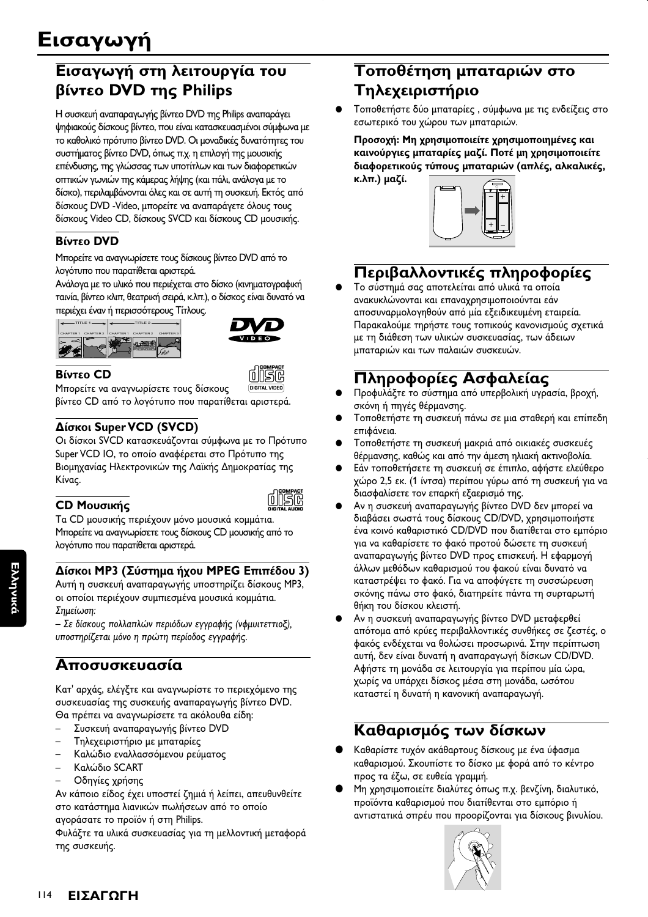# Εισαγωγή

## Εισαγωγή στη λειτουργία του βίντεο DVD της Philips

Η συσκευή αναπαραγωγής βίντεο DVD της Philips αναπαράγει ψηφιακούς δίσκους βίντεο, που είναι κατασκευασμένοι σύμφωνα με το καθολικό πρότυπο βίντεο DVD. Οι μοναδικές δυνατότητες του συστήματος βίντεο DVD, όπως π.χ. η επιλογή της μουσικής επένδυσης, της γλώσσας των υποτίτλων και των διαφορετικών οπτικών γωνιών της κάμερας λήψης (και πάλι, ανάλογα με το δίσκο), περιλαμβάνονται όλες και σε αυτή τη συσκευή. Εκτός από δίσκους DVD -Video, μπορείτε να αναπαράγετε όλους τους δίσκους Video CD, δίσκους SVCD και δίσκους CD μουσικής.

### Βίντεο DVD

Μπορείτε να αναγνωρίσετε τους δίσκους βίντεο DVD από το λογότυπο που παρατίθεται αριστερά.

Ανάλογα με το υλικό που περιέχεται στο δίσκο (κινηματογραφική ταινία, βίντεο κλιπ, θεατρική σειρά, κ.λπ.), ο δίσκος είναι δυνατό να περιέχει έναν ή περισσότερους Τίτλους.

TITLE 1 — TITLE 2
CHAPTER 1 CHAPTER 2 CHAPTER 1 CHAPTER 2 CHAPTER 3

### Βίντεο CD

Μπορείτε να αναγνωρίσετε τους δίσκους βίντεο CD από το λογότυπο που παρατίθεται αριστερά.

### Δίσκοι Super VCD (SVCD)

Οι δίσκοι SVCD κατασκευάζονται σύμφωνα με το Πρότυπο Super VCD IO, το οποίο αναφέρεται στο Πρότυπο της Βιομηχανίας Ηλεκτρονικών της Λαϊκής Δημοκρατίας της Κίνας.

### CD Μουσικής

Τα CD μουσικής περιέχουν μόνο μουσικά κομμάτια. Μπορείτε να αναγνωρίσετε τους δίσκους CD μουσικής από το λογότυπο που παρατίθεται αριστερά.

### Δίσκοι MP3 (Σύστημα ήχου MPEG Επιπέδου 3)

Αυτή η συσκευή αναπαραγωγής υποστηρίζει δίσκους MP3, οι οποίοι περιέχουν συμπιεσμένα μουσικά κομμάτια.

*Σημείωση:*

*– Σε δίσκους πολλαπλών περιόδων εγγραφής (νφμυιτεττιοξ), υποστηρίζεται μόνο η πρώτη περίοδος εγγραφής.*

## Αποσυσκευασία

Κατ' αρχάς, ελέγξτε και αναγνωρίστε το περιεχόμενο της συσκευασίας της συσκευής αναπαραγωγής βίντεο DVD. Θα πρέπει να αναγνωρίσετε τα ακόλουθα είδη:

– Συσκευή αναπαραγωγής βίντεο DVD
– Τηλεχειριστήριο με μπαταρίες
– Καλώδιο εναλλασσόμενου ρεύματος
– Καλώδιο SCART
– Οδηγίες χρήσης

Αν κάποιο είδος έχει υποστεί ζημιά ή λείπει, απευθυνθείτε στο κατάστημα λιανικών πωλήσεων από το οποίο αγοράσατε το προϊόν ή στη Philips.

Φυλάξτε τα υλικά συσκευασίας για τη μελλοντική μεταφορά της συσκευής.

## Τοποθέτηση μπαταριών στο Τηλεχειριστήριο

- Τοποθετήστε δύο μπαταρίες , σύμφωνα με τις ενδείξεις στο εσωτερικό του χώρου των μπαταριών.

**Προσοχή: Μη χρησιμοποιείτε χρησιμοποιημένες και καινούργιες μπαταρίες μαζί. Ποτέ μη χρησιμοποιείτε διαφορετικούς τύπους μπαταριών (απλές, αλκαλικές, κ.λπ.) μαζί.**

## Περιβαλλοντικές πληροφορίες

- Το σύστημά σας αποτελείται από υλικά τα οποία ανακυκλώνονται και επαναχρησιμοποιούνται εάν αποσυναρμολογηθούν από μία εξειδικευμένη εταιρεία. Παρακαλούμε τηρήστε τους τοπικούς κανονισμούς σχετικά με τη διάθεση των υλικών συσκευασίας, των άδειων μπαταριών και των παλαιών συσκευών.

## Πληροφορίες Ασφαλείας

- Προφυλάξτε το σύστημα από υπερβολική υγρασία, βροχή, σκόνη ή πηγές θέρμανσης.
- Τοποθετήστε τη συσκευή πάνω σε μια σταθερή και επίπεδη επιφάνεια.
- Τοποθετήστε τη συσκευή μακριά από οικιακές συσκευές θέρμανσης, καθώς και από την άμεση ηλιακή ακτινοβολία.
- Εάν τοποθετήσετε τη συσκευή σε έπιπλο, αφήστε ελεύθερο χώρο 2,5 εκ. (1 ίντσα) περίπου γύρω από τη συσκευή για να διασφαλίσετε τον επαρκή εξαερισμό της.
- Αν η συσκευή αναπαραγωγής βίντεο DVD δεν μπορεί να διαβάσει σωστά τους δίσκους CD/DVD, χρησιμοποιήστε ένα κοινό καθαριστικό CD/DVD που διατίθεται στο εμπόριο για να καθαρίσετε το φακό προτού δώσετε τη συσκευή αναπαραγωγής βίντεο DVD προς επισκευή. Η εφαρμογή άλλων μεθόδων καθαρισμού του φακού είναι δυνατό να καταστρέψει το φακό. Για να αποφύγετε τη συσσώρευση σκόνης πάνω στο φακό, διατηρείτε πάντα τη συρταρωτή θήκη του δίσκου κλειστή.
- Αν η συσκευή αναπαραγωγής βίντεο DVD μεταφερθεί απότομα από κρύες περιβαλλοντικές συνθήκες σε ζεστές, ο φακός ενδέχεται να θολώσει προσωρινά. Στην περίπτωση αυτή, δεν είναι δυνατή η αναπαραγωγή δίσκων CD/DVD. Αφήστε τη μονάδα σε λειτουργία για περίπου μία ώρα, χωρίς να υπάρχει δίσκος μέσα στη μονάδα, ωσότου καταστεί η δυνατή η κανονική αναπαραγωγή.

## Καθαρισμός των δίσκων

- Καθαρίστε τυχόν ακάθαρτους δίσκους με ένα ύφασμα καθαρισμού. Σκουπίστε το δίσκο με φορά από το κέντρο προς τα έξω, σε ευθεία γραμμή.
- Μη χρησιμοποιείτε διαλύτες όπως π.χ. βενζίνη, διαλυτικό, προϊόντα καθαρισμού που διατίθενται στο εμπόριο ή αντιστατικά σπρέυ που προορίζονται για δίσκους βινυλίου.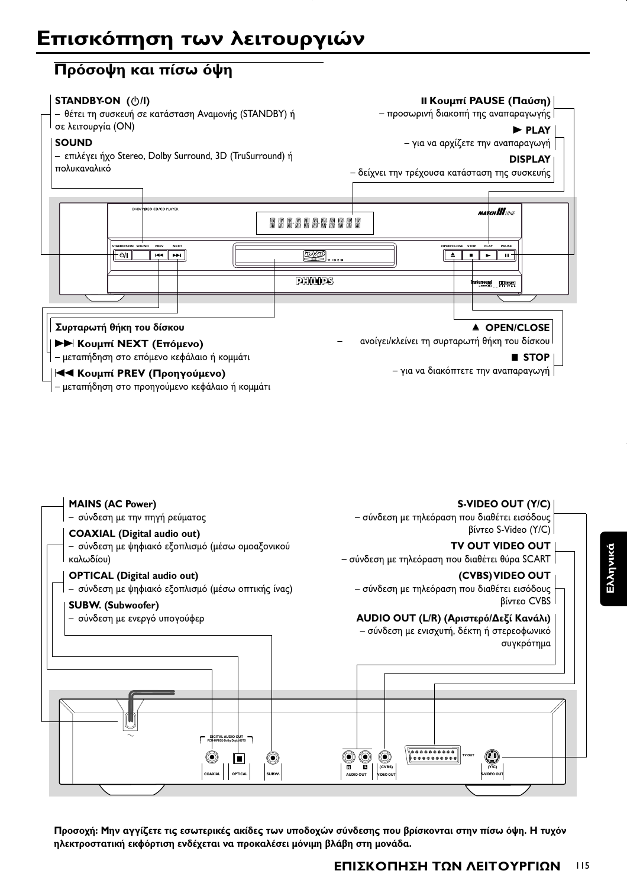# Επισκόπηση των λειτουργιών

## Πρόσοψη και πίσω όψη

**STANDBY-ON (⏻/I)**
– θέτει τη συσκευή σε κατάσταση Αναμονής (STANDBY) ή σε λειτουργία (ON)

**SOUND**
– επιλέγει ήχο Stereo, Dolby Surround, 3D (TruSurround) ή πολυκαναλικό

**II Κουμπί PAUSE (Παύση)**
– προσωρινή διακοπή της αναπαραγωγής

**► PLAY**
– για να αρχίζετε την αναπαραγωγή

**DISPLAY**
– δείχνει την τρέχουσα κατάσταση της συσκευής

**Συρταρωτή θήκη του δίσκου**

**►►| Κουμπί NEXT (Επόμενο)**
– μεταπήδηση στο επόμενο κεφάλαιο ή κομμάτι

**|◄◄ Κουμπί PREV (Προηγούμενο)**
– μεταπήδηση στο προηγούμενο κεφάλαιο ή κομμάτι

**▲ OPEN/CLOSE**
– ανοίγει/κλείνει τη συρταρωτή θήκη του δίσκου

**■ STOP**
– για να διακόπτετε την αναπαραγωγή

**MAINS (AC Power)**
– σύνδεση με την πηγή ρεύματος

**COAXIAL (Digital audio out)**
– σύνδεση με ψηφιακό εξοπλισμό (μέσω ομοαξονικού καλωδίου)

**OPTICAL (Digital audio out)**
– σύνδεση με ψηφιακό εξοπλισμό (μέσω οπτικής ίνας)

**SUBW. (Subwoofer)**
– σύνδεση με ενεργό υπογούφερ

**S-VIDEO OUT (Y/C)**
– σύνδεση με τηλεόραση που διαθέτει εισόδους βίντεο S-Video (Y/C)

**TV OUT VIDEO OUT**
– σύνδεση με τηλεόραση που διαθέτει θύρα SCART

**(CVBS) VIDEO OUT**
– σύνδεση με τηλεόραση που διαθέτει εισόδους βίντεο CVBS

**AUDIO OUT (L/R) (Αριστερό/Δεξί Κανάλι)**
– σύνδεση με ενισχυτή, δέκτη ή στερεοφωνικό συγκρότημα

**Προσοχή: Μην αγγίζετε τις εσωτερικές ακίδες των υποδοχών σύνδεσης που βρίσκονται στην πίσω όψη. Η τυχόν ηλεκτροστατική εκφόρτιση ενδέχεται να προκαλέσει μόνιμη βλάβη στη μονάδα.**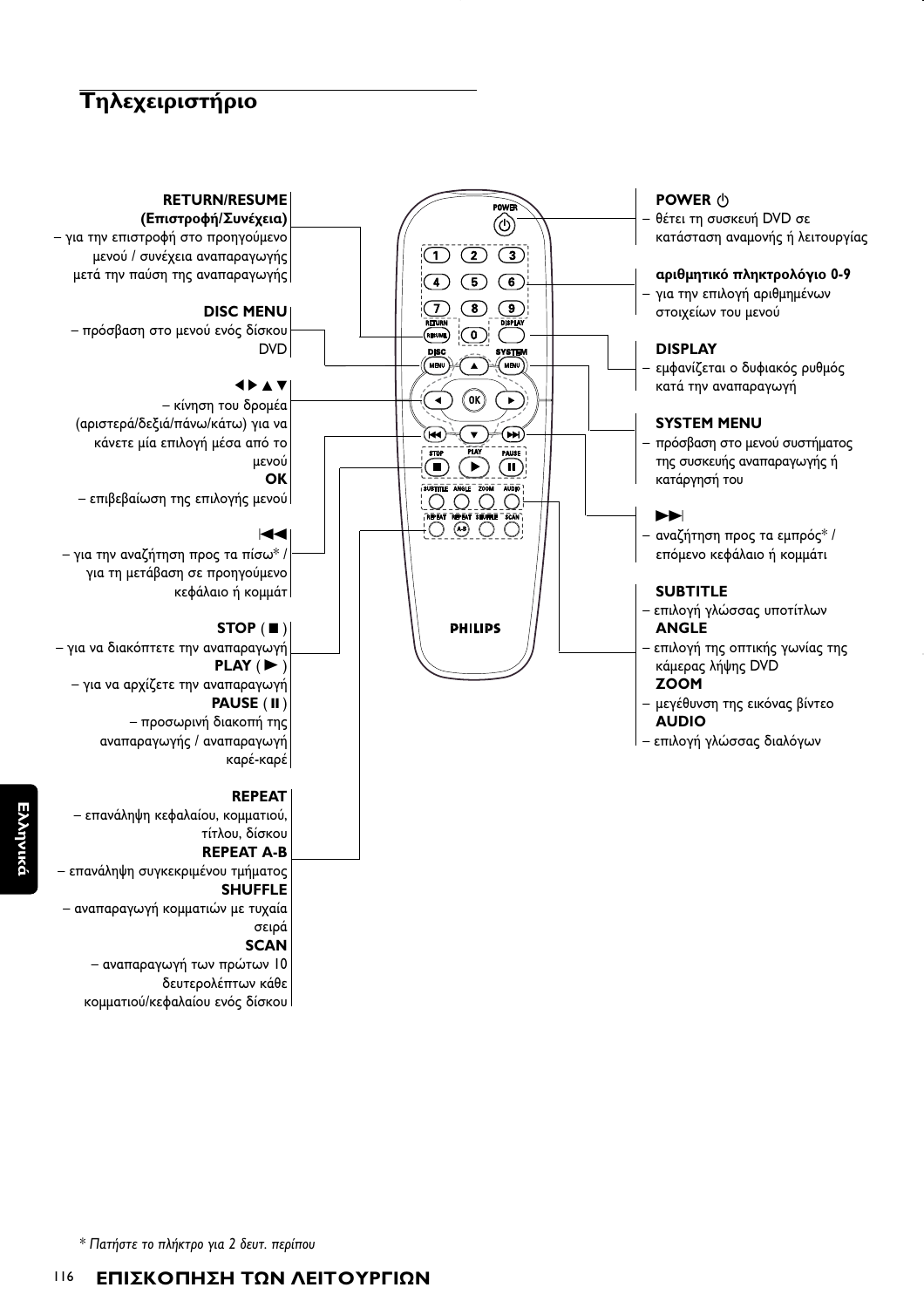# Τηλεχειριστήριο

**RETURN/RESUME (Επιστροφή/Συνέχεια)**
– για την επιστροφή στο προηγούμενο μενού / συνέχεια αναπαραγωγής μετά την παύση της αναπαραγωγής

**DISC MENU**
– πρόσβαση στο μενού ενός δίσκου DVD

**◀ ▶ ▲ ▼**
– κίνηση του δρομέα (αριστερά/δεξιά/πάνω/κάτω) για να κάνετε μία επιλογή μέσα από το μενού

**OK**
– επιβεβαίωση της επιλογής μενού

**|◀◀**
– για την αναζήτηση προς τα πίσω* / για τη μετάβαση σε προηγούμενο κεφάλαιο ή κομμάτ

**STOP ( ■ )**
– για να διακόπτετε την αναπαραγωγή

**PLAY ( ▶ )**
– για να αρχίζετε την αναπαραγωγή

**PAUSE ( II )**
– προσωρινή διακοπή της αναπαραγωγής / αναπαραγωγή καρέ-καρέ

**REPEAT**
– επανάληψη κεφαλαίου, κομματιού, τίτλου, δίσκου

**REPEAT A-B**
– επανάληψη συγκεκριμένου τμήματος

**SHUFFLE**
– αναπαραγωγή κομματιών με τυχαία σειρά

**SCAN**
– αναπαραγωγή των πρώτων 10 δευτερολέπτων κάθε κομματιού/κεφαλαίου ενός δίσκου

**POWER ⏻**
– θέτει τη συσκευή DVD σε κατάσταση αναμονής ή λειτουργίας

**αριθμητικό πληκτρολόγιο 0-9**
– για την επιλογή αριθμημένων στοιχείων του μενού

**DISPLAY**
– εμφανίζεται ο δυφιακός ρυθμός κατά την αναπαραγωγή

**SYSTEM MENU**
– πρόσβαση στο μενού συστήματος της συσκευής αναπαραγωγής ή κατάργησή του

**▶▶|**
– αναζήτηση προς τα εμπρός* / επόμενο κεφάλαιο ή κομμάτι

**SUBTITLE**
– επιλογή γλώσσας υποτίτλων

**ANGLE**
– επιλογή της οπτικής γωνίας της κάμερας λήψης DVD

**ZOOM**
– μεγέθυνση της εικόνας βίντεο

**AUDIO**
– επιλογή γλώσσας διαλόγων

*\* Πατήστε το πλήκτρο για 2 δευτ. περίπου*

**ΕΠΙΣΚΟΠΗΣΗ ΤΩΝ ΛΕΙΤΟΥΡΓΙΩΝ**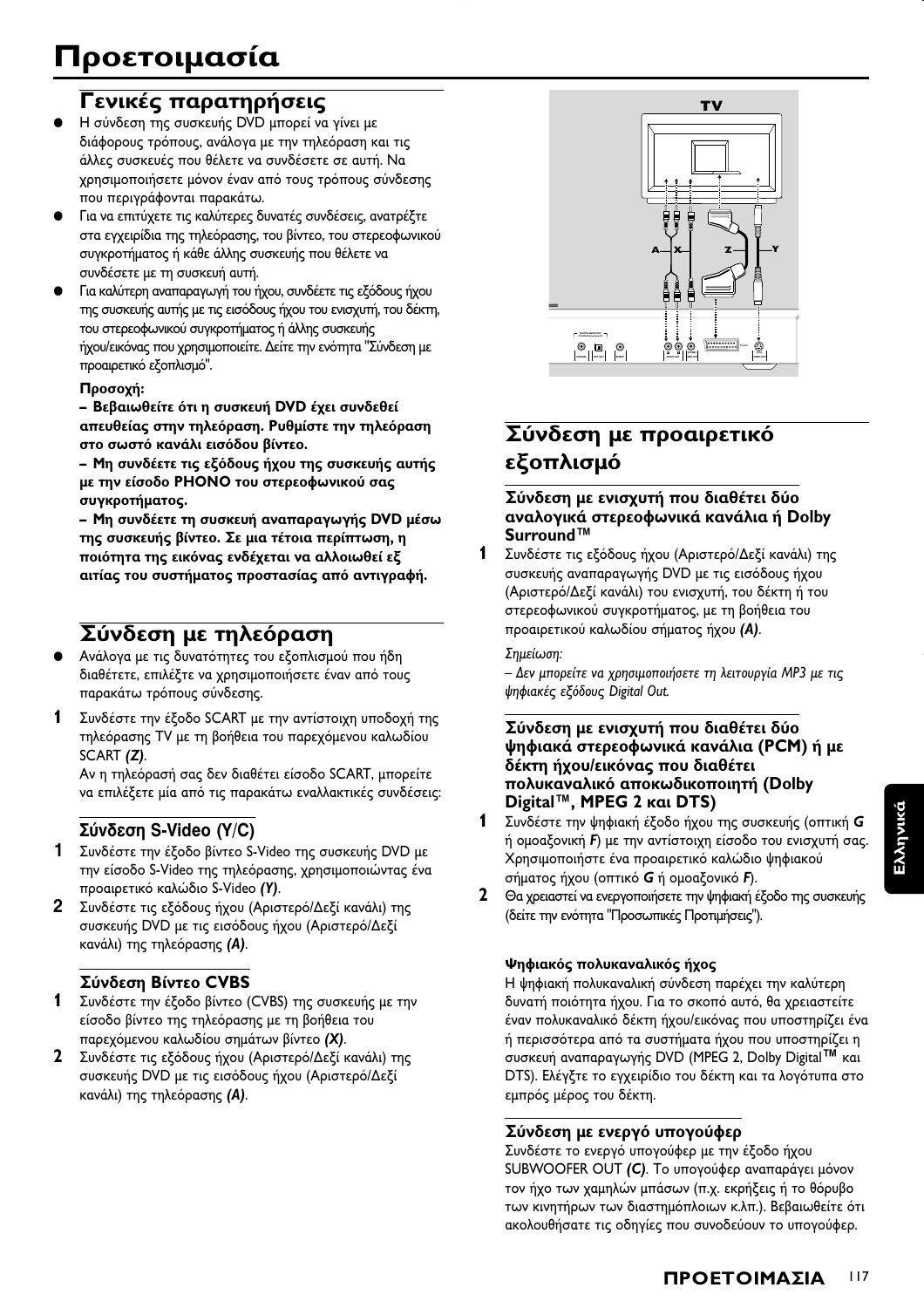# Προετοιμασία

## Γενικές παρατηρήσεις

- Η σύνδεση της συσκευής DVD μπορεί να γίνει με διάφορους τρόπους, ανάλογα με την τηλεόραση και τις άλλες συσκευές που θέλετε να συνδέσετε σε αυτή. Να χρησιμοποιήσετε μόνον έναν από τους τρόπους σύνδεσης που περιγράφονται παρακάτω.
- Για να επιτύχετε τις καλύτερες δυνατές συνδέσεις, ανατρέξτε στα εγχειρίδια της τηλεόρασης, του βίντεο, του στερεοφωνικού συγκροτήματος ή κάθε άλλης συσκευής που θέλετε να συνδέσετε με τη συσκευή αυτή.
- Για καλύτερη αναπαραγωγή του ήχου, συνδέετε τις εξόδους ήχου της συσκευής αυτής με τις εισόδους ήχου του ενισχυτή, του δέκτη, του στερεοφωνικού συγκροτήματος ή άλλης συσκευής ήχου/εικόνας που χρησιμοποιείτε. Δείτε την ενότητα "Σύνδεση με προαιρετικό εξοπλισμό".

**Προσοχή:**

**– Βεβαιωθείτε ότι η συσκευή DVD έχει συνδεθεί απευθείας στην τηλεόραση. Ρυθμίστε την τηλεόραση στο σωστό κανάλι εισόδου βίντεο.**

**– Μη συνδέετε τις εξόδους ήχου της συσκευής αυτής με την είσοδο PHONO του στερεοφωνικού σας συγκροτήματος.**

**– Μη συνδέετε τη συσκευή αναπαραγωγής DVD μέσω της συσκευής βίντεο. Σε μια τέτοια περίπτωση, η ποιότητα της εικόνας ενδέχεται να αλλοιωθεί εξ αιτίας του συστήματος προστασίας από αντιγραφή.**

## Σύνδεση με τηλεόραση

- Ανάλογα με τις δυνατότητες του εξοπλισμού που ήδη διαθέτετε, επιλέξτε να χρησιμοποιήσετε έναν από τους παρακάτω τρόπους σύνδεσης.

**1** Συνδέστε την έξοδο SCART με την αντίστοιχη υποδοχή της τηλεόρασης TV με τη βοήθεια του παρεχόμενου καλωδίου SCART ***(Z)***.
Αν η τηλεόρασή σας δεν διαθέτει είσοδο SCART, μπορείτε να επιλέξετε μία από τις παρακάτω εναλλακτικές συνδέσεις:

### Σύνδεση S-Video (Y/C)

**1** Συνδέστε την έξοδο βίντεο S-Video της συσκευής DVD με την είσοδο S-Video της τηλεόρασης, χρησιμοποιώντας ένα προαιρετικό καλώδιο S-Video ***(Y)***.

**2** Συνδέστε τις εξόδους ήχου (Αριστερό/Δεξί κανάλι) της συσκευής DVD με τις εισόδους ήχου (Αριστερό/Δεξί κανάλι) της τηλεόρασης ***(A)***.

### Σύνδεση Βίντεο CVBS

**1** Συνδέστε την έξοδο βίντεο (CVBS) της συσκευής με την είσοδο βίντεο της τηλεόρασης με τη βοήθεια του παρεχόμενου καλωδίου σημάτων βίντεο ***(X)***.

**2** Συνδέστε τις εξόδους ήχου (Αριστερό/Δεξί κανάλι) της συσκευής DVD με τις εισόδους ήχου (Αριστερό/Δεξί κανάλι) της τηλεόρασης ***(A)***.

## Σύνδεση με προαιρετικό εξοπλισμό

### Σύνδεση με ενισχυτή που διαθέτει δύο αναλογικά στερεοφωνικά κανάλια ή Dolby Surround™

**1** Συνδέστε τις εξόδους ήχου (Αριστερό/Δεξί κανάλι) της συσκευής αναπαραγωγής DVD με τις εισόδους ήχου (Αριστερό/Δεξί κανάλι) του ενισχυτή, του δέκτη ή του στερεοφωνικού συγκροτήματος, με τη βοήθεια του προαιρετικού καλωδίου σήματος ήχου ***(A)***.

*Σημείωση:*

*– Δεν μπορείτε να χρησιμοποιήσετε τη λειτουργία MP3 με τις ψηφιακές εξόδους Digital Out.*

### Σύνδεση με ενισχυτή που διαθέτει δύο ψηφιακά στερεοφωνικά κανάλια (PCM) ή με δέκτη ήχου/εικόνας που διαθέτει πολυκαναλικό αποκωδικοποιητή (Dolby Digital™, MPEG 2 και DTS)

**1** Συνδέστε την ψηφιακή έξοδο ήχου της συσκευής (οπτική ***G*** ή ομοαξονική ***F***) με την αντίστοιχη είσοδο του ενισχυτή σας. Χρησιμοποιήστε ένα προαιρετικό καλώδιο ψηφιακού σήματος ήχου (οπτικό ***G*** ή ομοαξονικό ***F***).

**2** Θα χρειαστεί να ενεργοποιήσετε την ψηφιακή έξοδο της συσκευής (δείτε την ενότητα "Προσωπικές Προτιμήσεις").

**Ψηφιακός πολυκαναλικός ήχος**

Η ψηφιακή πολυκαναλική σύνδεση παρέχει την καλύτερη δυνατή ποιότητα ήχου. Για το σκοπό αυτό, θα χρειαστείτε έναν πολυκαναλικό δέκτη ήχου/εικόνας που υποστηρίζει ένα ή περισσότερα από τα συστήματα ήχου που υποστηρίζει η συσκευή αναπαραγωγής DVD (MPEG 2, Dolby Digital™ και DTS). Ελέγξτε το εγχειρίδιο του δέκτη και τα λογότυπα στο εμπρός μέρος του δέκτη.

### Σύνδεση με ενεργό υπογούφερ

Συνδέστε το ενεργό υπογούφερ με την έξοδο ήχου SUBWOOFER OUT ***(C)***. Το υπογούφερ αναπαράγει μόνον τον ήχο των χαμηλών μπάσων (π.χ. εκρήξεις ή το θόρυβο των κινητήρων των διαστημόπλοιων κ.λπ.). Βεβαιωθείτε ότι ακολουθήσατε τις οδηγίες που συνοδεύουν το υπογούφερ.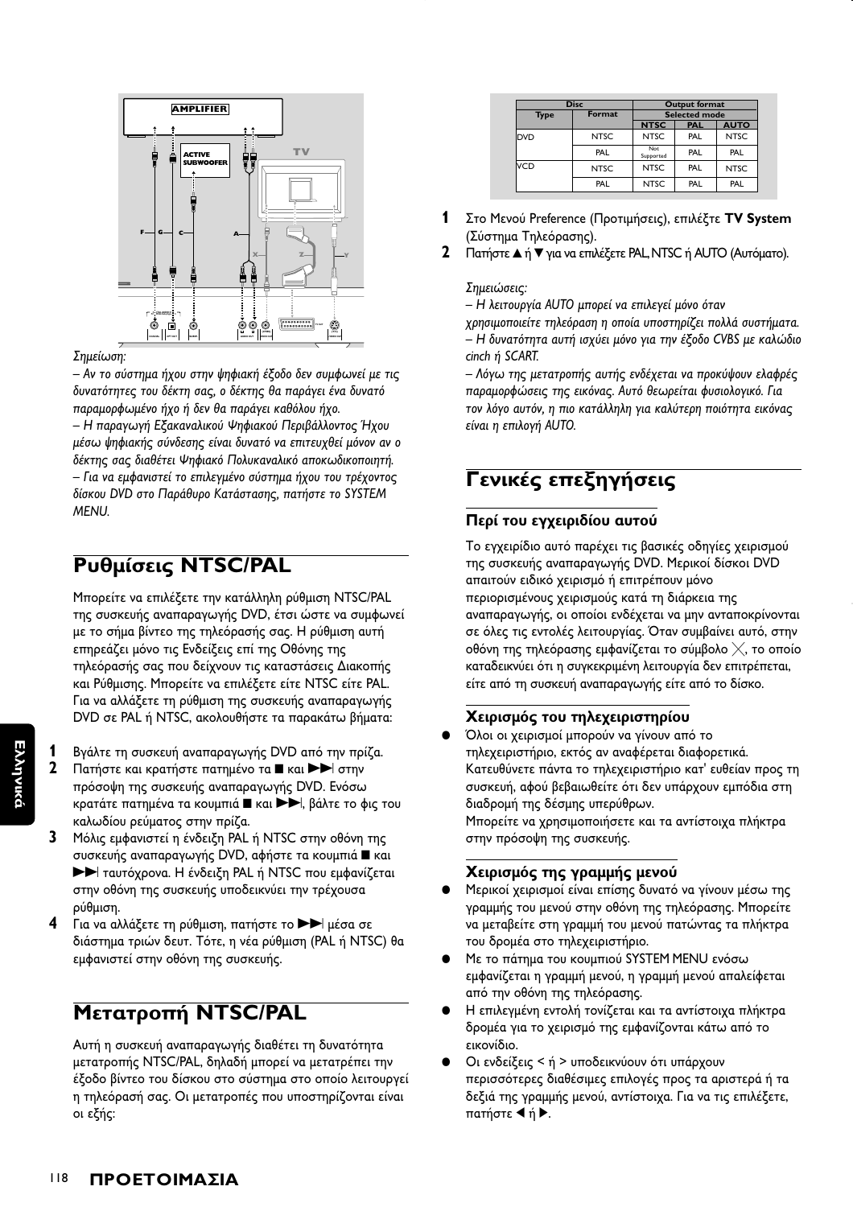*Σημείωση:*

*– Αν το σύστημα ήχου στην ψηφιακή έξοδο δεν συμφωνεί με τις δυνατότητες του δέκτη σας, ο δέκτης θα παράγει ένα δυνατό παραμορφωμένο ήχο ή δεν θα παράγει καθόλου ήχο.*

*– Η παραγωγή Εξακαναλικού Ψηφιακού Περιβάλλοντος Ήχου μέσω ψηφιακής σύνδεσης είναι δυνατό να επιτευχθεί μόνον αν ο δέκτης σας διαθέτει Ψηφιακό Πολυκαναλικό αποκωδικοποιητή.*

*– Για να εμφανιστεί το επιλεγμένο σύστημα ήχου του τρέχοντος δίσκου DVD στο Παράθυρο Κατάστασης, πατήστε το SYSTEM MENU.*

## Ρυθμίσεις NTSC/PAL

Μπορείτε να επιλέξετε την κατάλληλη ρύθμιση NTSC/PAL της συσκευής αναπαραγωγής DVD, έτσι ώστε να συμφωνεί με το σήμα βίντεο της τηλεόρασής σας. Η ρύθμιση αυτή επηρεάζει μόνο τις Ενδείξεις επί της Οθόνης της τηλεόρασής σας που δείχνουν τις καταστάσεις Διακοπής και Ρύθμισης. Μπορείτε να επιλέξετε είτε NTSC είτε PAL. Για να αλλάξετε τη ρύθμιση της συσκευής αναπαραγωγής DVD σε PAL ή NTSC, ακολουθήστε τα παρακάτω βήματα:

1. Βγάλτε τη συσκευή αναπαραγωγής DVD από την πρίζα.
2. Πατήστε και κρατήστε πατημένο τα ■ και ▶▶| στην πρόσοψη της συσκευής αναπαραγωγής DVD. Ενόσω κρατάτε πατημένα τα κουμπιά ■ και ▶▶|, βάλτε το φις του καλωδίου ρεύματος στην πρίζα.
3. Μόλις εμφανιστεί η ένδειξη PAL ή NTSC στην οθόνη της συσκευής αναπαραγωγής DVD, αφήστε τα κουμπιά ■ και ▶▶| ταυτόχρονα. Η ένδειξη PAL ή NTSC που εμφανίζεται στην οθόνη της συσκευής υποδεικνύει την τρέχουσα ρύθμιση.
4. Για να αλλάξετε τη ρύθμιση, πατήστε το ▶▶| μέσα σε διάστημα τριών δευτ. Τότε, η νέα ρύθμιση (PAL ή NTSC) θα εμφανιστεί στην οθόνη της συσκευής.

## Μετατροπή NTSC/PAL

Αυτή η συσκευή αναπαραγωγής διαθέτει τη δυνατότητα μετατροπής NTSC/PAL, δηλαδή μπορεί να μετατρέπει την έξοδο βίντεο του δίσκου στο σύστημα στο οποίο λειτουργεί η τηλεόρασή σας. Οι μετατροπές που υποστηρίζονται είναι οι εξής:

| Disc | | Output format | | |
|---|---|---|---|---|
| | | Selected mode | | |
| Type | Format | NTSC | PAL | AUTO |
| DVD | NTSC | NTSC | PAL | NTSC |
| | PAL | Not Supported | PAL | PAL |
| VCD | NTSC | NTSC | PAL | NTSC |
| | PAL | NTSC | PAL | PAL |

1. Στο Μενού Preference (Προτιμήσεις), επιλέξτε **TV System** (Σύστημα Τηλεόρασης).
2. Πατήστε ▲ ή ▼ για να επιλέξετε PAL, NTSC ή AUTO (Αυτόματο).

*Σημειώσεις:*

*– Η λειτουργία AUTO μπορεί να επιλεγεί μόνο όταν χρησιμοποιείτε τηλεόραση η οποία υποστηρίζει πολλά συστήματα.*

*– Η δυνατότητα αυτή ισχύει μόνο για την έξοδο CVBS με καλώδιο cinch ή SCART.*

*– Λόγω της μετατροπής αυτής ενδέχεται να προκύψουν ελαφρές παραμορφώσεις της εικόνας. Αυτό θεωρείται φυσιολογικό. Για τον λόγο αυτόν, η πιο κατάλληλη για καλύτερη ποιότητα εικόνας είναι η επιλογή AUTO.*

## Γενικές επεξηγήσεις

### Περί του εγχειριδίου αυτού

Το εγχειρίδιο αυτό παρέχει τις βασικές οδηγίες χειρισμού της συσκευής αναπαραγωγής DVD. Μερικοί δίσκοι DVD απαιτούν ειδικό χειρισμό ή επιτρέπουν μόνο περιορισμένους χειρισμούς κατά τη διάρκεια της αναπαραγωγής, οι οποίοι ενδέχεται να μην ανταποκρίνονται σε όλες τις εντολές λειτουργίας. Όταν συμβαίνει αυτό, στην οθόνη της τηλεόρασης εμφανίζεται το σύμβολο ╳, το οποίο καταδεικνύει ότι η συγκεκριμένη λειτουργία δεν επιτρέπεται, είτε από τη συσκευή αναπαραγωγής είτε από το δίσκο.

### Χειρισμός του τηλεχειριστηρίου

- Όλοι οι χειρισμοί μπορούν να γίνουν από το τηλεχειριστήριο, εκτός αν αναφέρεται διαφορετικά. Κατευθύνετε πάντα το τηλεχειριστήριο κατ' ευθείαν προς τη συσκευή, αφού βεβαιωθείτε ότι δεν υπάρχουν εμπόδια στη διαδρομή της δέσμης υπερύθρων.
  Μπορείτε να χρησιμοποιήσετε και τα αντίστοιχα πλήκτρα στην πρόσοψη της συσκευής.

### Χειρισμός της γραμμής μενού

- Μερικοί χειρισμοί είναι επίσης δυνατό να γίνουν μέσω της γραμμής του μενού στην οθόνη της τηλεόρασης. Μπορείτε να μεταβείτε στη γραμμή του μενού πατώντας τα πλήκτρα του δρομέα στο τηλεχειριστήριο.
- Με το πάτημα του κουμπιού SYSTEM MENU ενόσω εμφανίζεται η γραμμή μενού, η γραμμή μενού απαλείφεται από την οθόνη της τηλεόρασης.
- Η επιλεγμένη εντολή τονίζεται και τα αντίστοιχα πλήκτρα δρομέα για το χειρισμό της εμφανίζονται κάτω από το εικονίδιο.
- Οι ενδείξεις < ή > υποδεικνύουν ότι υπάρχουν περισσότερες διαθέσιμες επιλογές προς τα αριστερά ή τα δεξιά της γραμμής μενού, αντίστοιχα. Για να τις επιλέξετε, πατήστε ◀ ή ▶.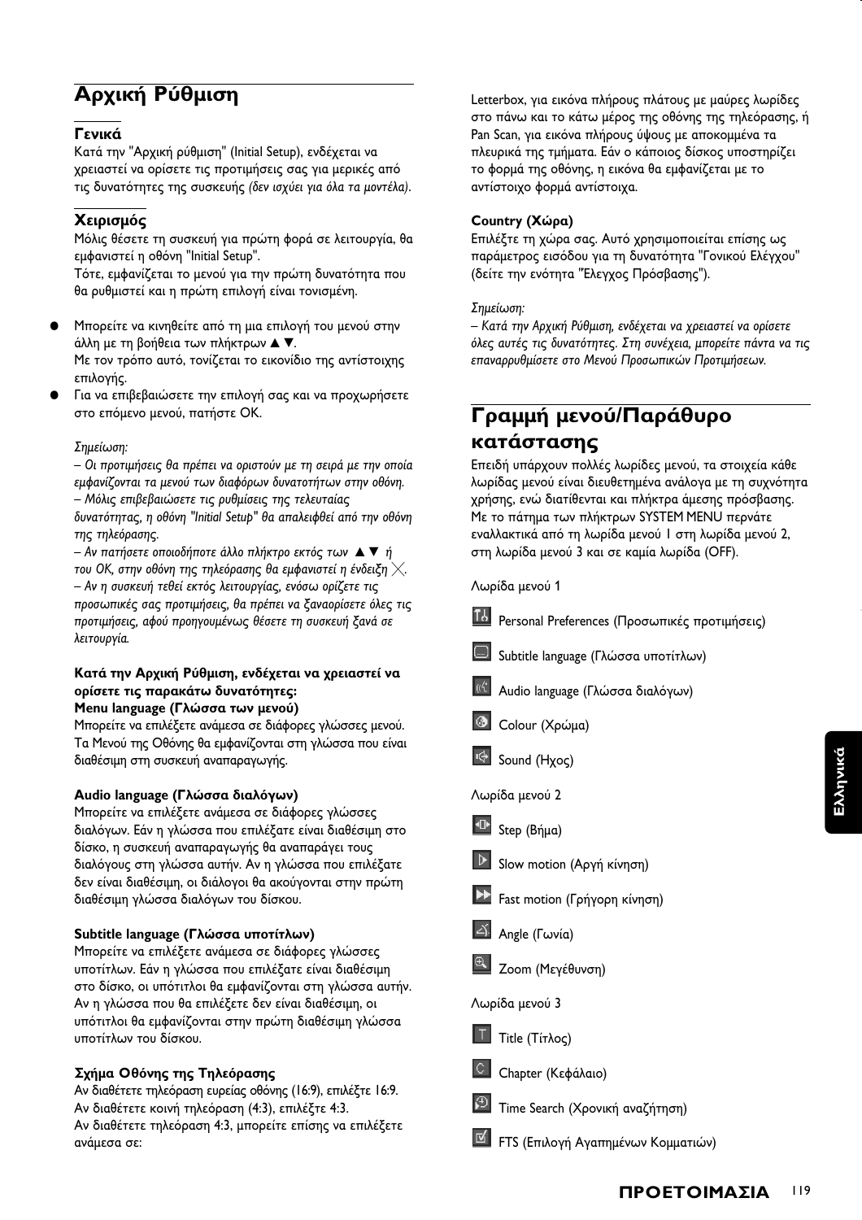## Αρχική Ρύθμιση

### Γενικά

Κατά την "Αρχική ρύθμιση" (Initial Setup), ενδέχεται να χρειαστεί να ορίσετε τις προτιμήσεις σας για μερικές από τις δυνατότητες της συσκευής *(δεν ισχύει για όλα τα μοντέλα)*.

### Χειρισμός

Μόλις θέσετε τη συσκευή για πρώτη φορά σε λειτουργία, θα εμφανιστεί η οθόνη "Initial Setup".
Τότε, εμφανίζεται το μενού για την πρώτη δυνατότητα που θα ρυθμιστεί και η πρώτη επιλογή είναι τονισμένη.

- Μπορείτε να κινηθείτε από τη μια επιλογή του μενού στην άλλη με τη βοήθεια των πλήκτρων ▲ ▼.
  Με τον τρόπο αυτό, τονίζεται το εικονίδιο της αντίστοιχης επιλογής.
- Για να επιβεβαιώσετε την επιλογή σας και να προχωρήσετε στο επόμενο μενού, πατήστε OK.

*Σημείωση:*
*– Οι προτιμήσεις θα πρέπει να οριστούν με τη σειρά με την οποία εμφανίζονται τα μενού των διαφόρων δυνατοτήτων στην οθόνη.*
*– Μόλις επιβεβαιώσετε τις ρυθμίσεις της τελευταίας δυνατότητας, η οθόνη "Initial Setup" θα απαλειφθεί από την οθόνη της τηλεόρασης.*
*– Αν πατήσετε οποιοδήποτε άλλο πλήκτρο εκτός των ▲ ▼ ή του OK, στην οθόνη της τηλεόρασης θα εμφανιστεί η ένδειξη ╳.*
*– Αν η συσκευή τεθεί εκτός λειτουργίας, ενόσω ορίζετε τις προσωπικές σας προτιμήσεις, θα πρέπει να ξαναορίσετε όλες τις προτιμήσεις, αφού προηγουμένως θέσετε τη συσκευή ξανά σε λειτουργία.*

**Κατά την Αρχική Ρύθμιση, ενδέχεται να χρειαστεί να ορίσετε τις παρακάτω δυνατότητες:**
**Menu language (Γλώσσα των μενού)**
Μπορείτε να επιλέξετε ανάμεσα σε διάφορες γλώσσες μενού. Τα Μενού της Οθόνης θα εμφανίζονται στη γλώσσα που είναι διαθέσιμη στη συσκευή αναπαραγωγής.

**Audio language (Γλώσσα διαλόγων)**
Μπορείτε να επιλέξετε ανάμεσα σε διάφορες γλώσσες διαλόγων. Εάν η γλώσσα που επιλέξατε είναι διαθέσιμη στο δίσκο, η συσκευή αναπαραγωγής θα αναπαράγει τους διαλόγους στη γλώσσα αυτήν. Αν η γλώσσα που επιλέξατε δεν είναι διαθέσιμη, οι διάλογοι θα ακούγονται στην πρώτη διαθέσιμη γλώσσα διαλόγων του δίσκου.

**Subtitle language (Γλώσσα υποτίτλων)**
Μπορείτε να επιλέξετε ανάμεσα σε διάφορες γλώσσες υποτίτλων. Εάν η γλώσσα που επιλέξατε είναι διαθέσιμη στο δίσκο, οι υπότιτλοι θα εμφανίζονται στη γλώσσα αυτήν. Αν η γλώσσα που θα επιλέξετε δεν είναι διαθέσιμη, οι υπότιτλοι θα εμφανίζονται στην πρώτη διαθέσιμη γλώσσα υποτίτλων του δίσκου.

**Σχήμα Οθόνης της Τηλεόρασης**
Αν διαθέτετε τηλεόραση ευρείας οθόνης (16:9), επιλέξτε 16:9.
Αν διαθέτετε κοινή τηλεόραση (4:3), επιλέξτε 4:3.
Αν διαθέτετε τηλεόραση 4:3, μπορείτε επίσης να επιλέξετε ανάμεσα σε:
Letterbox, για εικόνα πλήρους πλάτους με μαύρες λωρίδες στο πάνω και το κάτω μέρος της οθόνης της τηλεόρασης, ή Pan Scan, για εικόνα πλήρους ύψους με αποκομμένα τα πλευρικά της τμήματα. Εάν ο κάποιος δίσκος υποστηρίζει το φορμά της οθόνης, η εικόνα θα εμφανίζεται με το αντίστοιχο φορμά αντίστοιχα.

**Country (Χώρα)**
Επιλέξτε τη χώρα σας. Αυτό χρησιμοποιείται επίσης ως παράμετρος εισόδου για τη δυνατότητα "Γονικού Ελέγχου" (δείτε την ενότητα "Ελεγχος Πρόσβασης").

*Σημείωση:*
*– Κατά την Αρχική Ρύθμιση, ενδέχεται να χρειαστεί να ορίσετε όλες αυτές τις δυνατότητες. Στη συνέχεια, μπορείτε πάντα να τις επαναρρυθμίσετε στο Μενού Προσωπικών Προτιμήσεων.*

## Γραμμή μενού/Παράθυρο κατάστασης

Επειδή υπάρχουν πολλές λωρίδες μενού, τα στοιχεία κάθε λωρίδας μενού είναι διευθετημένα ανάλογα με τη συχνότητα χρήσης, ενώ διατίθενται και πλήκτρα άμεσης πρόσβασης. Με το πάτημα των πλήκτρων SYSTEM MENU περνάτε εναλλακτικά από τη λωρίδα μενού 1 στη λωρίδα μενού 2, στη λωρίδα μενού 3 και σε καμία λωρίδα (OFF).

Λωρίδα μενού 1

- Personal Preferences (Προσωπικές προτιμήσεις)
- Subtitle language (Γλώσσα υποτίτλων)
- Audio language (Γλώσσα διαλόγων)
- Colour (Χρώμα)
- Sound (Ήχος)

Λωρίδα μενού 2

- Step (Βήμα)
- Slow motion (Αργή κίνηση)
- Fast motion (Γρήγορη κίνηση)
- Angle (Γωνία)
- Zoom (Μεγέθυνση)

Λωρίδα μενού 3

- Title (Τίτλος)
- Chapter (Κεφάλαιο)
- Time Search (Χρονική αναζήτηση)
- FTS (Επιλογή Αγαπημένων Κομματιών)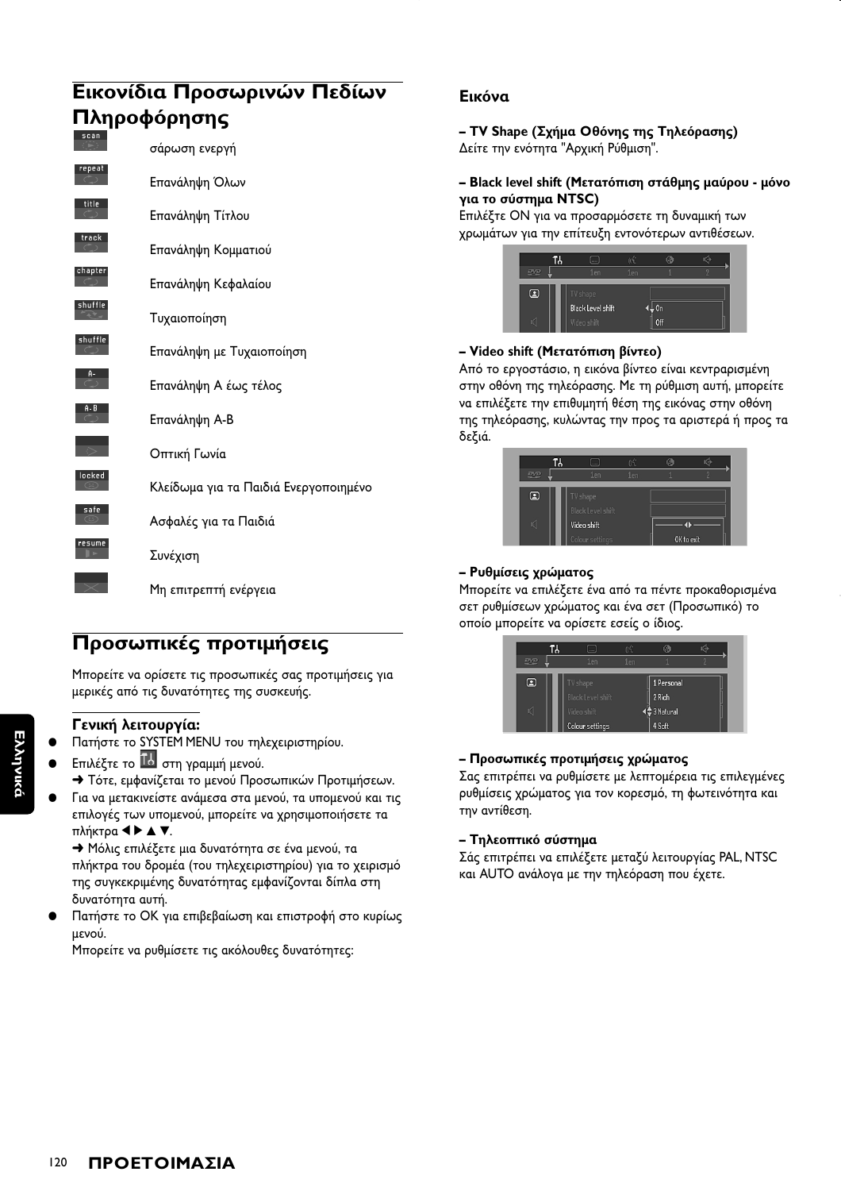# Εικονίδια Προσωρινών Πεδίων Πληροφόρησης

| Εικονίδιο | Περιγραφή |
|---|---|
| scan | σάρωση ενεργή |
| repeat | Επανάληψη Όλων |
| title | Επανάληψη Τίτλου |
| track | Επανάληψη Κομματιού |
| chapter | Επανάληψη Κεφαλαίου |
| shuffle | Τυχαιοποίηση |
| shuffle | Επανάληψη με Τυχαιοποίηση |
| A- | Επανάληψη Α έως τέλος |
| A-B | Επανάληψη A-B |
| | Οπτική Γωνία |
| locked | Κλείδωμα για τα Παιδιά Ενεργοποιημένο |
| safe | Ασφαλές για τα Παιδιά |
| resume | Συνέχιση |
| | Μη επιτρεπτή ενέργεια |

# Προσωπικές προτιμήσεις

Μπορείτε να ορίσετε τις προσωπικές σας προτιμήσεις για μερικές από τις δυνατότητες της συσκευής.

### Γενική λειτουργία:

- Πατήστε το SYSTEM MENU του τηλεχειριστηρίου.
- Επιλέξτε το στη γραμμή μενού.
  ➜ Τότε, εμφανίζεται το μενού Προσωπικών Προτιμήσεων.
- Για να μετακινείστε ανάμεσα στα μενού, τα υπομενού και τις επιλογές των υπομενού, μπορείτε να χρησιμοποιήσετε τα πλήκτρα ◀ ▶ ▲ ▼.
  ➜ Μόλις επιλέξετε μια δυνατότητα σε ένα μενού, τα πλήκτρα του δρομέα (του τηλεχειριστηρίου) για το χειρισμό της συγκεκριμένης δυνατότητας εμφανίζονται δίπλα στη δυνατότητα αυτή.
- Πατήστε το OK για επιβεβαίωση και επιστροφή στο κυρίως μενού.
  Μπορείτε να ρυθμίσετε τις ακόλουθες δυνατότητες:

## Εικόνα

**– TV Shape (Σχήμα Οθόνης της Τηλεόρασης)**
Δείτε την ενότητα "Αρχική Ρύθμιση".

**– Black level shift (Μετατόπιση στάθμης μαύρου - μόνο για το σύστημα NTSC)**
Επιλέξτε ON για να προσαρμόσετε τη δυναμική των χρωμάτων για την επίτευξη εντονότερων αντιθέσεων.

**– Video shift (Μετατόπιση βίντεο)**
Από το εργοστάσιο, η εικόνα βίντεο είναι κεντραρισμένη στην οθόνη της τηλεόρασης. Με τη ρύθμιση αυτή, μπορείτε να επιλέξετε την επιθυμητή θέση της εικόνας στην οθόνη της τηλεόρασης, κυλώντας την προς τα αριστερά ή προς τα δεξιά.

**– Ρυθμίσεις χρώματος**
Μπορείτε να επιλέξετε ένα από τα πέντε προκαθορισμένα σετ ρυθμίσεων χρώματος και ένα σετ (Προσωπικό) το οποίο μπορείτε να ορίσετε εσείς ο ίδιος.

**– Προσωπικές προτιμήσεις χρώματος**
Σας επιτρέπει να ρυθμίσετε με λεπτομέρεια τις επιλεγμένες ρυθμίσεις χρώματος για τον κορεσμό, τη φωτεινότητα και την αντίθεση.

**– Τηλεοπτικό σύστημα**
Σάς επιτρέπει να επιλέξετε μεταξύ λειτουργίας PAL, NTSC και AUTO ανάλογα με την τηλεόραση που έχετε.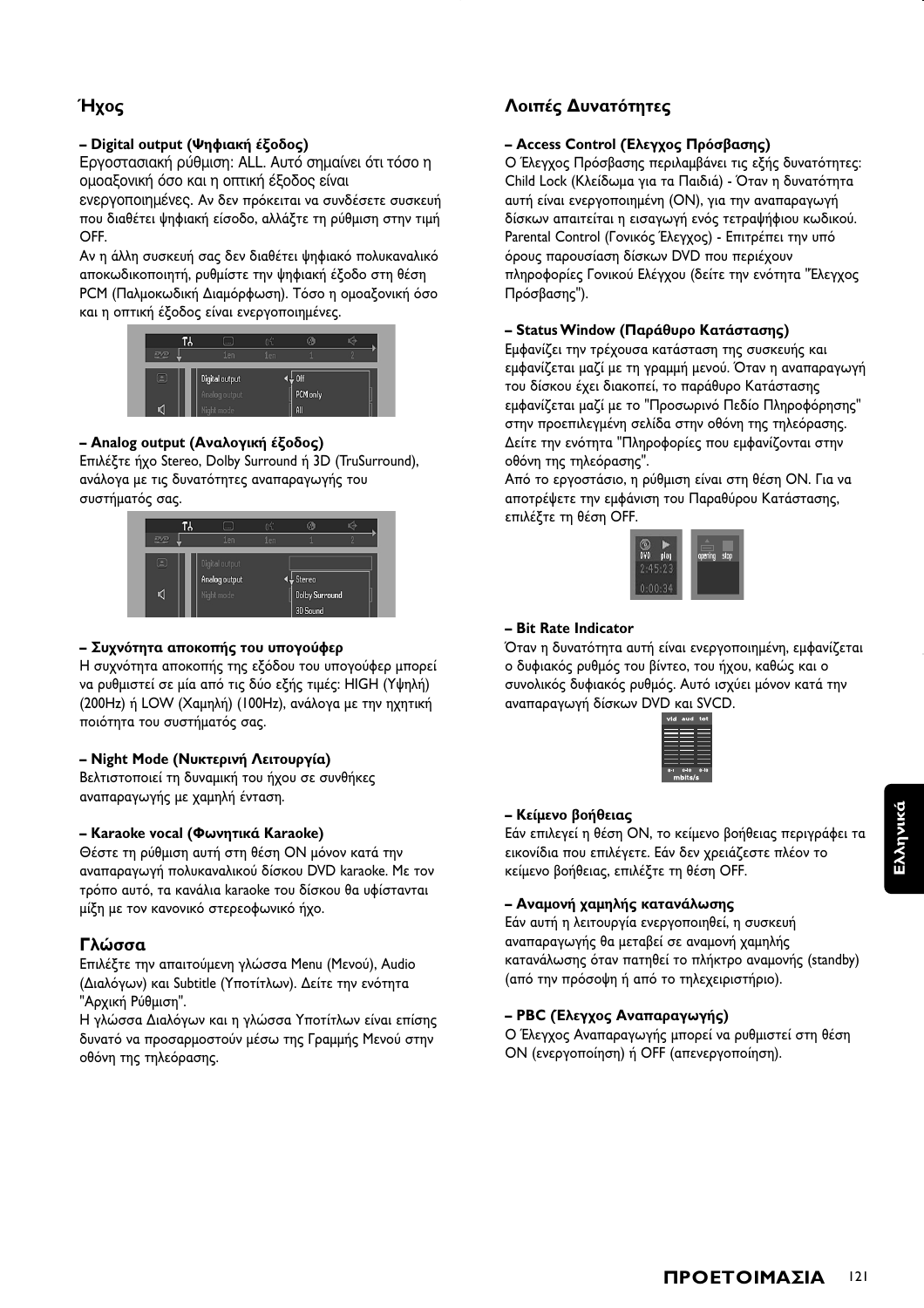## Ήχος

**– Digital output (Ψηφιακή έξοδος)**

Εργοστασιακή ρύθμιση: ALL. Αυτό σημαίνει ότι τόσο η ομοαξονική όσο και η οπτική έξοδος είναι ενεργοποιημένες. Αν δεν πρόκειται να συνδέσετε συσκευή που διαθέτει ψηφιακή είσοδο, αλλάξτε τη ρύθμιση στην τιμή OFF.

Αν η άλλη συσκευή σας δεν διαθέτει ψηφιακό πολυκαναλικό αποκωδικοποιητή, ρυθμίστε την ψηφιακή έξοδο στη θέση PCM (Παλμοκωδική Διαμόρφωση). Τόσο η ομοαξονική όσο και η οπτική έξοδος είναι ενεργοποιημένες.

**– Analog output (Αναλογική έξοδος)**

Επιλέξτε ήχο Stereo, Dolby Surround ή 3D (TruSurround), ανάλογα με τις δυνατότητες αναπαραγωγής του συστήματός σας.

**– Συχνότητα αποκοπής του υπογούφερ**

Η συχνότητα αποκοπής της εξόδου του υπογούφερ μπορεί να ρυθμιστεί σε μία από τις δύο εξής τιμές: HIGH (Υψηλή) (200Hz) ή LOW (Χαμηλή) (100Hz), ανάλογα με την ηχητική ποιότητα του συστήματός σας.

**– Night Mode (Νυκτερινή Λειτουργία)**

Βελτιστοποιεί τη δυναμική του ήχου σε συνθήκες αναπαραγωγής με χαμηλή ένταση.

**– Karaoke vocal (Φωνητικά Karaoke)**

Θέστε τη ρύθμιση αυτή στη θέση ON μόνον κατά την αναπαραγωγή πολυκαναλικού δίσκου DVD karaoke. Με τον τρόπο αυτό, τα κανάλια karaoke του δίσκου θα υφίστανται μίξη με τον κανονικό στερεοφωνικό ήχο.

## Γλώσσα

Επιλέξτε την απαιτούμενη γλώσσα Menu (Μενού), Audio (Διαλόγων) και Subtitle (Υποτίτλων). Δείτε την ενότητα "Αρχική Ρύθμιση".

Η γλώσσα Διαλόγων και η γλώσσα Υποτίτλων είναι επίσης δυνατό να προσαρμοστούν μέσω της Γραμμής Μενού στην οθόνη της τηλεόρασης.

## Λοιπές Δυνατότητες

**– Access Control (Έλεγχος Πρόσβασης)**

Ο Έλεγχος Πρόσβασης περιλαμβάνει τις εξής δυνατότητες:
Child Lock (Κλείδωμα για τα Παιδιά) - Όταν η δυνατότητα αυτή είναι ενεργοποιημένη (ON), για την αναπαραγωγή δίσκων απαιτείται η εισαγωγή ενός τετραψήφιου κωδικού.
Parental Control (Γονικός Έλεγχος) - Επιτρέπει την υπό όρους παρουσίαση δίσκων DVD που περιέχουν πληροφορίες Γονικού Ελέγχου (δείτε την ενότητα "Έλεγχος Πρόσβασης").

**– Status Window (Παράθυρο Κατάστασης)**

Εμφανίζει την τρέχουσα κατάσταση της συσκευής και εμφανίζεται μαζί με τη γραμμή μενού. Όταν η αναπαραγωγή του δίσκου έχει διακοπεί, το παράθυρο Κατάστασης εμφανίζεται μαζί με το "Προσωρινό Πεδίο Πληροφόρησης" στην προεπιλεγμένη σελίδα στην οθόνη της τηλεόρασης. Δείτε την ενότητα "Πληροφορίες που εμφανίζονται στην οθόνη της τηλεόρασης".

Από το εργοστάσιο, η ρύθμιση είναι στη θέση ON. Για να αποτρέψετε την εμφάνιση του Παραθύρου Κατάστασης, επιλέξτε τη θέση OFF.

**– Bit Rate Indicator**

Όταν η δυνατότητα αυτή είναι ενεργοποιημένη, εμφανίζεται ο δυφιακός ρυθμός του βίντεο, του ήχου, καθώς και ο συνολικός δυφιακός ρυθμός. Αυτό ισχύει μόνον κατά την αναπαραγωγή δίσκων DVD και SVCD.

**– Κείμενο βοήθειας**

Εάν επιλεγεί η θέση ON, το κείμενο βοήθειας περιγράφει τα εικονίδια που επιλέγετε. Εάν δεν χρειάζεστε πλέον το κείμενο βοήθειας, επιλέξτε τη θέση OFF.

**– Αναμονή χαμηλής κατανάλωσης**

Εάν αυτή η λειτουργία ενεργοποιηθεί, η συσκευή αναπαραγωγής θα μεταβεί σε αναμονή χαμηλής κατανάλωσης όταν πατηθεί το πλήκτρο αναμονής (standby) (από την πρόσοψη ή από το τηλεχειριστήριο).

**– PBC (Έλεγχος Αναπαραγωγής)**

Ο Έλεγχος Αναπαραγωγής μπορεί να ρυθμιστεί στη θέση ON (ενεργοποίηση) ή OFF (απενεργοποίηση).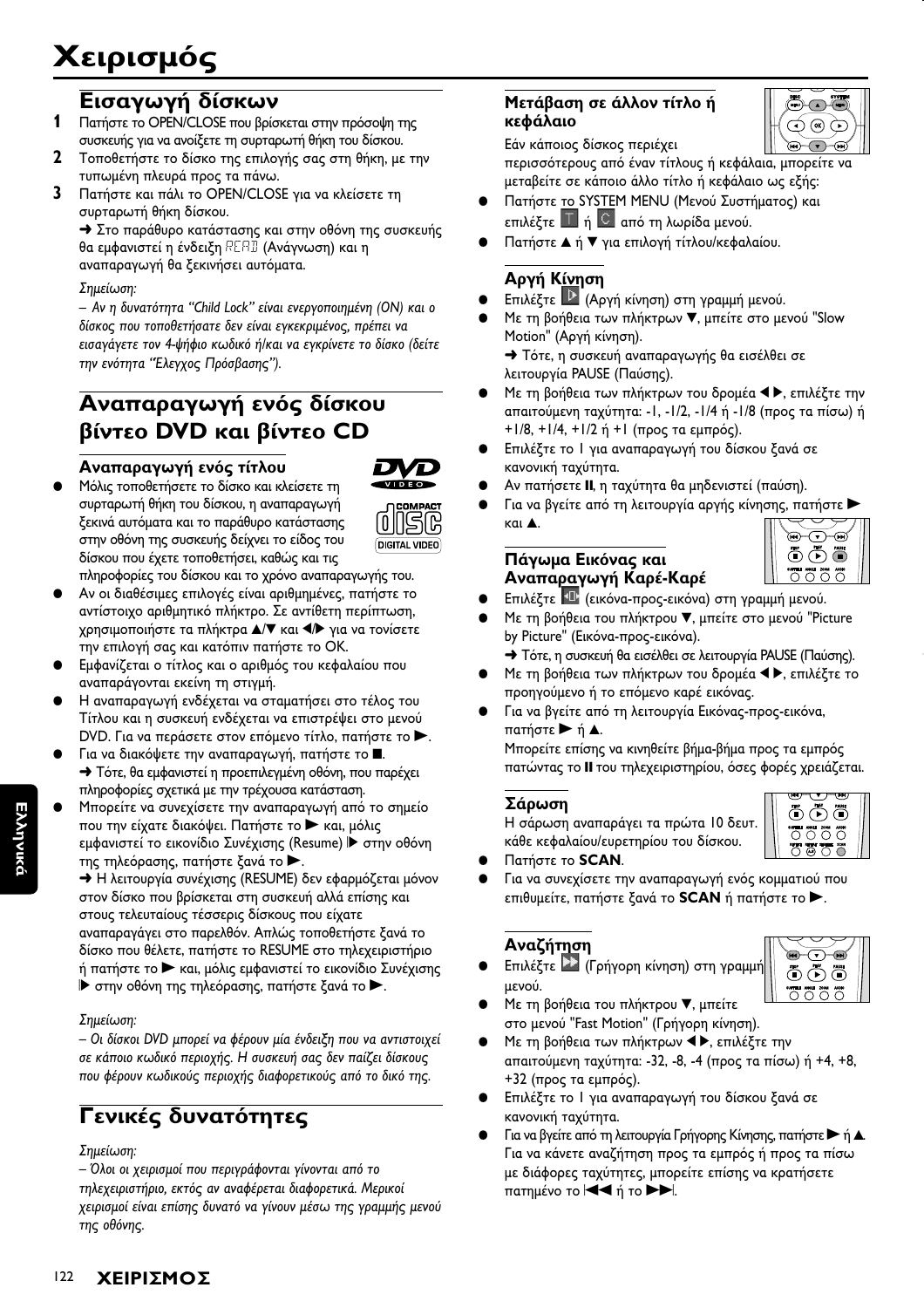#  Χειρισμός

## Εισαγωγή δίσκων

**1** Πατήστε το OPEN/CLOSE που βρίσκεται στην πρόσοψη της συσκευής για να ανοίξετε τη συρταρωτή θήκη του δίσκου.

**2** Τοποθετήστε το δίσκο της επιλογής σας στη θήκη, με την τυπωμένη πλευρά προς τα πάνω.

**3** Πατήστε και πάλι το OPEN/CLOSE για να κλείσετε τη συρταρωτή θήκη δίσκου.
➜ Στο παράθυρο κατάστασης και στην οθόνη της συσκευής θα εμφανιστεί η ένδειξη READ (Ανάγνωση) και η αναπαραγωγή θα ξεκινήσει αυτόματα.

*Σημείωση:*

*– Αν η δυνατότητα "Child Lock" είναι ενεργοποιημένη (ON) και ο δίσκος που τοποθετήσατε δεν είναι εγκεκριμένος, πρέπει να εισαγάγετε τον 4-ψήφιο κωδικό ή/και να εγκρίνετε το δίσκο (δείτε την ενότητα "Έλεγχος Πρόσβασης").*

## Αναπαραγωγή ενός δίσκου βίντεο DVD και βίντεο CD

### Αναπαραγωγή ενός τίτλου

- Μόλις τοποθετήσετε το δίσκο και κλείσετε τη συρταρωτή θήκη του δίσκου, η αναπαραγωγή ξεκινά αυτόματα και το παράθυρο κατάστασης στην οθόνη της συσκευής δείχνει το είδος του δίσκου που έχετε τοποθετήσει, καθώς και τις πληροφορίες του δίσκου και το χρόνο αναπαραγωγής του.
- Αν οι διαθέσιμες επιλογές είναι αριθμημένες, πατήστε το αντίστοιχο αριθμητικό πλήκτρο. Σε αντίθετη περίπτωση, χρησιμοποιήστε τα πλήκτρα ▲/▼ και ◀/▶ για να τονίσετε την επιλογή σας και κατόπιν πατήστε το OK.
- Εμφανίζεται ο τίτλος και ο αριθμός του κεφαλαίου που αναπαράγονται εκείνη τη στιγμή.
- Η αναπαραγωγή ενδέχεται να σταματήσει στο τέλος του Τίτλου και η συσκευή ενδέχεται να επιστρέψει στο μενού DVD. Για να περάσετε στον επόμενο τίτλο, πατήστε το ▶.
- Για να διακόψετε την αναπαραγωγή, πατήστε το ■.
  ➜ Τότε, θα εμφανιστεί η προεπιλεγμένη οθόνη, που παρέχει πληροφορίες σχετικά με την τρέχουσα κατάσταση.
- Μπορείτε να συνεχίσετε την αναπαραγωγή από το σημείο που την είχατε διακόψει. Πατήστε το ▶ και, μόλις εμφανιστεί το εικονίδιο Συνέχισης (Resume) I▶ στην οθόνη της τηλεόρασης, πατήστε ξανά το ▶.
  ➜ Η λειτουργία συνέχισης (RESUME) δεν εφαρμόζεται μόνον στον δίσκο που βρίσκεται στη συσκευή αλλά επίσης και στους τελευταίους τέσσερις δίσκους που είχατε αναπαραγάγει στο παρελθόν. Απλώς τοποθετήστε ξανά το δίσκο που θέλετε, πατήστε το RESUME στο τηλεχειριστήριο ή πατήστε το ▶ και, μόλις εμφανιστεί το εικονίδιο Συνέχισης I▶ στην οθόνη της τηλεόρασης, πατήστε ξανά το ▶.

*Σημείωση:*

*– Οι δίσκοι DVD μπορεί να φέρουν μία ένδειξη που να αντιστοιχεί σε κάποιο κωδικό περιοχής. Η συσκευή σας δεν παίζει δίσκους που φέρουν κωδικούς περιοχής διαφορετικούς από το δικό της.*

## Γενικές δυνατότητες

*Σημείωση:*

*– Όλοι οι χειρισμοί που περιγράφονται γίνονται από το τηλεχειριστήριο, εκτός αν αναφέρεται διαφορετικά. Μερικοί χειρισμοί είναι επίσης δυνατό να γίνουν μέσω της γραμμής μενού της οθόνης.*

### Μετάβαση σε άλλον τίτλο ή κεφάλαιο

Εάν κάποιος δίσκος περιέχει περισσότερους από έναν τίτλους ή κεφάλαια, μπορείτε να μεταβείτε σε κάποιο άλλο τίτλο ή κεφάλαιο ως εξής:

- Πατήστε το SYSTEM MENU (Μενού Συστήματος) και επιλέξτε T ή C από τη λωρίδα μενού.
- Πατήστε ▲ ή ▼ για επιλογή τίτλου/κεφαλαίου.

### Αργή Κίνηση

- Επιλέξτε ▷ (Αργή κίνηση) στη γραμμή μενού.
- Με τη βοήθεια των πλήκτρων ▼, μπείτε στο μενού "Slow Motion" (Αργή κίνηση).
  ➜ Τότε, η συσκευή αναπαραγωγής θα εισέλθει σε λειτουργία PAUSE (Παύσης).
- Με τη βοήθεια των πλήκτρων του δρομέα ◀ ▶, επιλέξτε την απαιτούμενη ταχύτητα: -1, -1/2, -1/4 ή -1/8 (προς τα πίσω) ή +1/8, +1/4, +1/2 ή +1 (προς τα εμπρός).
- Επιλέξτε το 1 για αναπαραγωγή του δίσκου ξανά σε κανονική ταχύτητα.
- Αν πατήσετε II, η ταχύτητα θα μηδενιστεί (παύση).
- Για να βγείτε από τη λειτουργία αργής κίνησης, πατήστε ▶ και ▲.

### Πάγωμα Εικόνας και Αναπαραγωγή Καρέ-Καρέ

- Επιλέξτε (εικόνα-προς-εικόνα) στη γραμμή μενού.
- Με τη βοήθεια του πλήκτρου ▼, μπείτε στο μενού "Picture by Picture" (Εικόνα-προς-εικόνα).
  ➜ Τότε, η συσκευή θα εισέλθει σε λειτουργία PAUSE (Παύσης).
- Με τη βοήθεια των πλήκτρων του δρομέα ◀ ▶, επιλέξτε το προηγούμενο ή το επόμενο καρέ εικόνας.
- Για να βγείτε από τη λειτουργία Εικόνας-προς-εικόνα, πατήστε ▶ ή ▲.
  Μπορείτε επίσης να κινηθείτε βήμα-βήμα προς τα εμπρός πατώντας το II του τηλεχειριστηρίου, όσες φορές χρειάζεται.

### Σάρωση

Η σάρωση αναπαράγει τα πρώτα 10 δευτ. κάθε κεφαλαίου/ευρετηρίου του δίσκου.

- Πατήστε το **SCAN**.
- Για να συνεχίσετε την αναπαραγωγή ενός κομματιού που επιθυμείτε, πατήστε ξανά το **SCAN** ή πατήστε το ▶.

### Αναζήτηση

- Επιλέξτε ▶▶ (Γρήγορη κίνηση) στη γραμμή μενού.
- Με τη βοήθεια του πλήκτρου ▼, μπείτε στο μενού "Fast Motion" (Γρήγορη κίνηση).
- Με τη βοήθεια των πλήκτρων ◀ ▶, επιλέξτε την απαιτούμενη ταχύτητα: -32, -8, -4 (προς τα πίσω) ή +4, +8, +32 (προς τα εμπρός).
- Επιλέξτε το 1 για αναπαραγωγή του δίσκου ξανά σε κανονική ταχύτητα.
- Για να βγείτε από τη λειτουργία Γρήγορης Κίνησης, πατήστε ▶ ή ▲.
  Για να κάνετε αναζήτηση προς τα εμπρός ή προς τα πίσω με διάφορες ταχύτητες, μπορείτε επίσης να κρατήσετε πατημένο το I◀◀ ή το ▶▶I.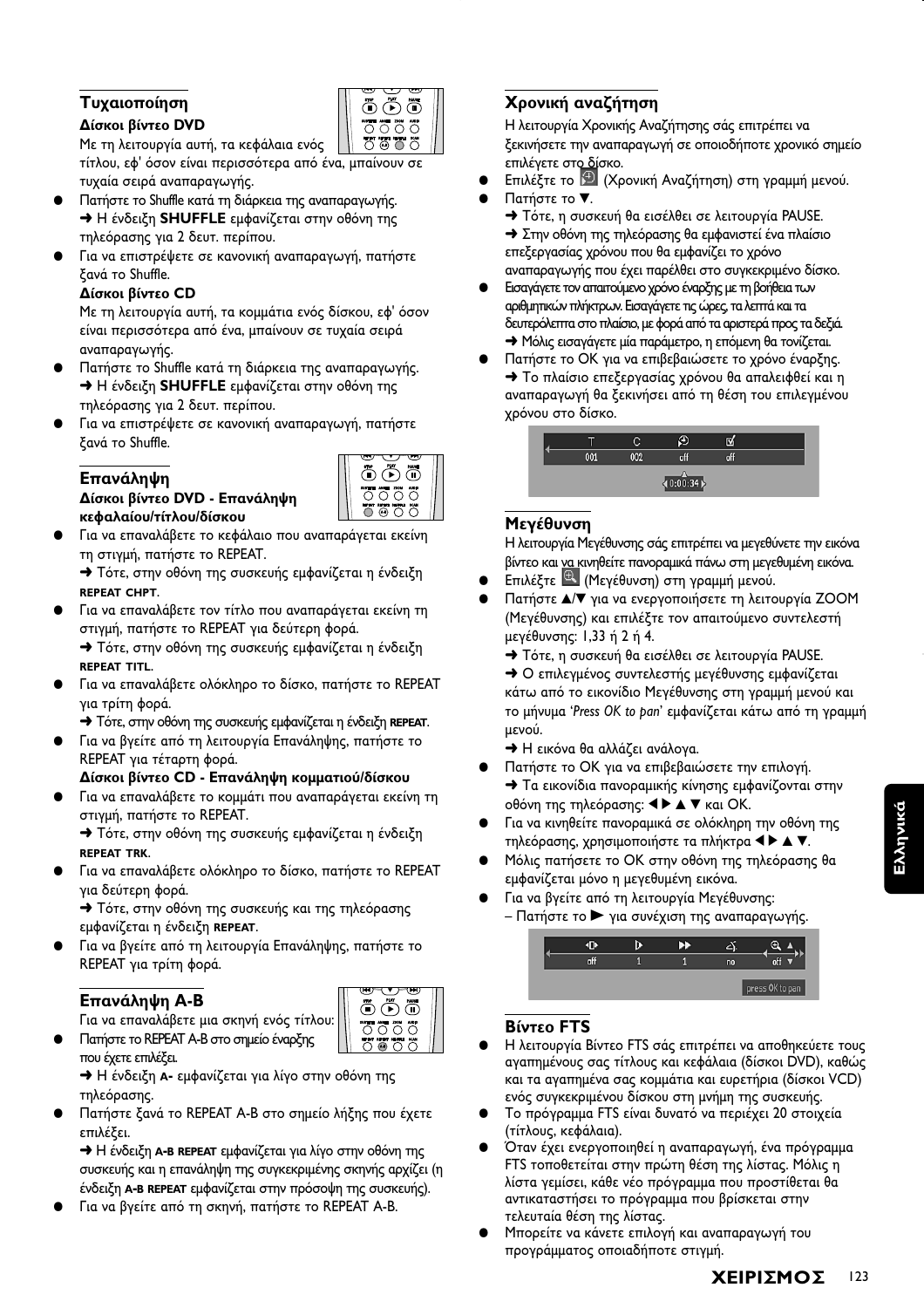## Τυχαιοποίηση

### Δίσκοι βίντεο DVD

Με τη λειτουργία αυτή, τα κεφάλαια ενός τίτλου, εφ' όσον είναι περισσότερα από ένα, μπαίνουν σε τυχαία σειρά αναπαραγωγής.

- Πατήστε το Shuffle κατά τη διάρκεια της αναπαραγωγής.
  ➜ Η ένδειξη **SHUFFLE** εμφανίζεται στην οθόνη της τηλεόρασης για 2 δευτ. περίπου.
- Για να επιστρέψετε σε κανονική αναπαραγωγή, πατήστε ξανά το Shuffle.

### Δίσκοι βίντεο CD

Με τη λειτουργία αυτή, τα κομμάτια ενός δίσκου, εφ' όσον είναι περισσότερα από ένα, μπαίνουν σε τυχαία σειρά αναπαραγωγής.

- Πατήστε το Shuffle κατά τη διάρκεια της αναπαραγωγής.
  ➜ Η ένδειξη **SHUFFLE** εμφανίζεται στην οθόνη της τηλεόρασης για 2 δευτ. περίπου.
- Για να επιστρέψετε σε κανονική αναπαραγωγή, πατήστε ξανά το Shuffle.

## Επανάληψη

### Δίσκοι βίντεο DVD - Επανάληψη κεφαλαίου/τίτλου/δίσκου

- Για να επαναλάβετε το κεφάλαιο που αναπαράγεται εκείνη τη στιγμή, πατήστε το REPEAT.
  ➜ Τότε, στην οθόνη της συσκευής εμφανίζεται η ένδειξη **REPEAT CHPT**.
- Για να επαναλάβετε τον τίτλο που αναπαράγεται εκείνη τη στιγμή, πατήστε το REPEAT για δεύτερη φορά.
  ➜ Τότε, στην οθόνη της συσκευής εμφανίζεται η ένδειξη **REPEAT TITL**.
- Για να επαναλάβετε ολόκληρο το δίσκο, πατήστε το REPEAT για τρίτη φορά.
  ➜ Τότε, στην οθόνη της συσκευής εμφανίζεται η ένδειξη **REPEAT**.
- Για να βγείτε από τη λειτουργία Επανάληψης, πατήστε το REPEAT για τέταρτη φορά.

### Δίσκοι βίντεο CD - Επανάληψη κομματιού/δίσκου

- Για να επαναλάβετε το κομμάτι που αναπαράγεται εκείνη τη στιγμή, πατήστε το REPEAT.
  ➜ Τότε, στην οθόνη της συσκευής εμφανίζεται η ένδειξη **REPEAT TRK**.
- Για να επαναλάβετε ολόκληρο το δίσκο, πατήστε το REPEAT για δεύτερη φορά.
  ➜ Τότε, στην οθόνη της συσκευής και της τηλεόρασης εμφανίζεται η ένδειξη **REPEAT**.
- Για να βγείτε από τη λειτουργία Επανάληψης, πατήστε το REPEAT για τρίτη φορά.

## Επανάληψη A-B

Για να επαναλάβετε μια σκηνή ενός τίτλου:

- Πατήστε το REPEAT A-B στο σημείο έναρξης που έχετε επιλέξει.
  ➜ Η ένδειξη **A-** εμφανίζεται για λίγο στην οθόνη της τηλεόρασης.
- Πατήστε ξανά το REPEAT A-B στο σημείο λήξης που έχετε επιλέξει.
  ➜ Η ένδειξη **A-B REPEAT** εμφανίζεται για λίγο στην οθόνη της συσκευής και η επανάληψη της συγκεκριμένης σκηνής αρχίζει (η ένδειξη **A-B REPEAT** εμφανίζεται στην πρόσοψη της συσκευής).
- Για να βγείτε από τη σκηνή, πατήστε το REPEAT A-B.

## Χρονική αναζήτηση

Η λειτουργία Χρονικής Αναζήτησης σάς επιτρέπει να ξεκινήσετε την αναπαραγωγή σε οποιοδήποτε χρονικό σημείο επιλέγετε στο δίσκο.

- Επιλέξτε το (Χρονική Αναζήτηση) στη γραμμή μενού.
- Πατήστε το ▼.
  ➜ Τότε, η συσκευή θα εισέλθει σε λειτουργία PAUSE.
  ➜ Στην οθόνη της τηλεόρασης θα εμφανιστεί ένα πλαίσιο επεξεργασίας χρόνου που θα εμφανίζει το χρόνο αναπαραγωγής που έχει παρέλθει στο συγκεκριμένο δίσκο.
- Εισαγάγετε τον απαιτούμενο χρόνο έναρξης με τη βοήθεια των αριθμητικών πλήκτρων. Εισαγάγετε τις ώρες, τα λεπτά και τα δευτερόλεπτα στο πλαίσιο, με φορά από τα αριστερά προς τα δεξιά.
  ➜ Μόλις εισαγάγετε μία παράμετρο, η επόμενη θα τονίζεται.
- Πατήστε το OK για να επιβεβαιώσετε το χρόνο έναρξης.
  ➜ Το πλαίσιο επεξεργασίας χρόνου θα απαλειφθεί και η αναπαραγωγή θα ξεκινήσει από τη θέση του επιλεγμένου χρόνου στο δίσκο.

## Μεγέθυνση

Η λειτουργία Μεγέθυνσης σάς επιτρέπει να μεγεθύνετε την εικόνα βίντεο και να κινηθείτε πανοραμικά πάνω στη μεγεθυμένη εικόνα.

- Επιλέξτε (Μεγέθυνση) στη γραμμή μενού.
- Πατήστε ▲/▼ για να ενεργοποιήσετε τη λειτουργία ZOOM (Μεγέθυνσης) και επιλέξτε τον απαιτούμενο συντελεστή μεγέθυνσης: 1,33 ή 2 ή 4.
  ➜ Τότε, η συσκευή θα εισέλθει σε λειτουργία PAUSE.
  ➜ Ο επιλεγμένος συντελεστής μεγέθυνσης εμφανίζεται κάτω από το εικονίδιο Μεγέθυνσης στη γραμμή μενού και το μήνυμα '*Press OK to pan*' εμφανίζεται κάτω από τη γραμμή μενού.
  ➜ Η εικόνα θα αλλάζει ανάλογα.
- Πατήστε το OK για να επιβεβαιώσετε την επιλογή.
  ➜ Τα εικονίδια πανοραμικής κίνησης εμφανίζονται στην οθόνη της τηλεόρασης: ◀▶▲▼ και OK.
- Για να κινηθείτε πανοραμικά σε ολόκληρη την οθόνη της τηλεόρασης, χρησιμοποιήστε τα πλήκτρα ◀▶▲▼.
- Μόλις πατήσετε το OK στην οθόνη της τηλεόρασης θα εμφανίζεται μόνο η μεγεθυμένη εικόνα.
- Για να βγείτε από τη λειτουργία Μεγέθυνσης:
  – Πατήστε το ▶ για συνέχιση της αναπαραγωγής.

## Βίντεο FTS

- Η λειτουργία Βίντεο FTS σάς επιτρέπει να αποθηκεύετε τους αγαπημένους σας τίτλους και κεφάλαια (δίσκοι DVD), καθώς και τα αγαπημένα σας κομμάτια και ευρετήρια (δίσκοι VCD) ενός συγκεκριμένου δίσκου στη μνήμη της συσκευής.
- Το πρόγραμμα FTS είναι δυνατό να περιέχει 20 στοιχεία (τίτλους, κεφάλαια).
- Όταν έχει ενεργοποιηθεί η αναπαραγωγή, ένα πρόγραμμα FTS τοποθετείται στην πρώτη θέση της λίστας. Μόλις η λίστα γεμίσει, κάθε νέο πρόγραμμα που προστίθεται θα αντικαταστήσει το πρόγραμμα που βρίσκεται στην τελευταία θέση της λίστας.
- Μπορείτε να κάνετε επιλογή και αναπαραγωγή του προγράμματος οποιαδήποτε στιγμή.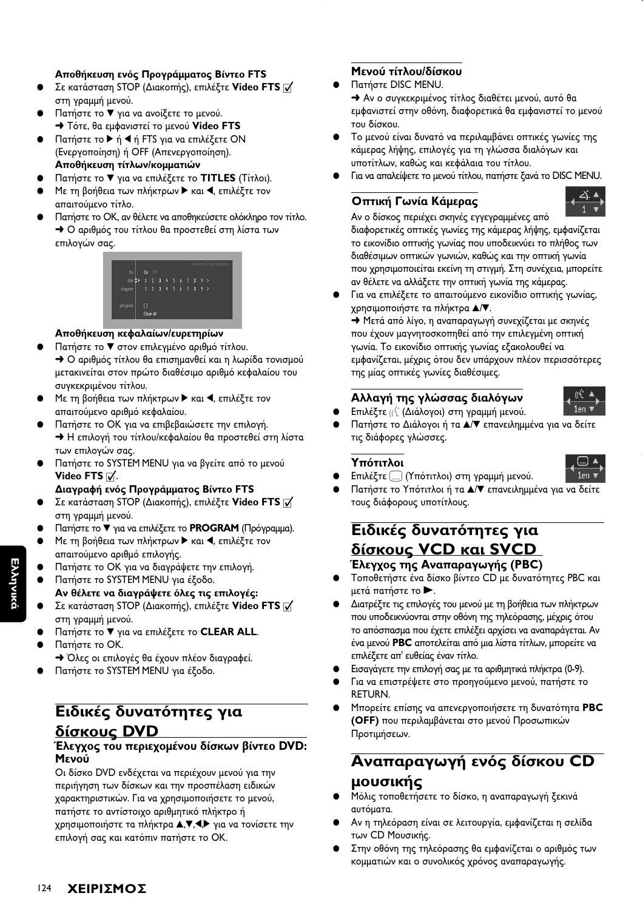**Αποθήκευση ενός Προγράμματος Βίντεο FTS**

- Σε κατάσταση STOP (Διακοπής), επιλέξτε **Video FTS** ☑ στη γραμμή μενού.
- Πατήστε το ▼ για να ανοίξετε το μενού.
  ➜ Τότε, θα εμφανιστεί το μενού **Video FTS**
- Πατήστε το ▶ ή ◀ ή FTS για να επιλέξετε ON (Ενεργοποίηση) ή OFF (Απενεργοποίηση).

**Αποθήκευση τίτλων/κομματιών**

- Πατήστε το ▼ για να επιλέξετε το **TITLES** (Τίτλοι).
- Με τη βοήθεια των πλήκτρων ▶ και ◀, επιλέξτε τον απαιτούμενο τίτλο.
- Πατήστε το OK, αν θέλετε να αποθηκεύσετε ολόκληρο τον τίτλο.
  ➜ Ο αριθμός του τίτλου θα προστεθεί στη λίστα των επιλογών σας.

**Αποθήκευση κεφαλαίων/ευρετηρίων**

- Πατήστε το ▼ στον επιλεγμένο αριθμό τίτλου.
  ➜ Ο αριθμός τίτλου θα επισημανθεί και η λωρίδα τονισμού μετακινείται στον πρώτο διαθέσιμο αριθμό κεφαλαίου του συγκεκριμένου τίτλου.
- Με τη βοήθεια των πλήκτρων ▶ και ◀, επιλέξτε τον απαιτούμενο αριθμό κεφαλαίου.
- Πατήστε το OK για να επιβεβαιώσετε την επιλογή.
  ➜ Η επιλογή του τίτλου/κεφαλαίου θα προστεθεί στη λίστα των επιλογών σας.
- Πατήστε το SYSTEM MENU για να βγείτε από το μενού **Video FTS** ☑.

**Διαγραφή ενός Προγράμματος Βίντεο FTS**

- Σε κατάσταση STOP (Διακοπής), επιλέξτε **Video FTS** ☑ στη γραμμή μενού.
- Πατήστε το ▼ για να επιλέξετε το **PROGRAM** (Πρόγραμμα).
- Με τη βοήθεια των πλήκτρων ▶ και ◀, επιλέξτε τον απαιτούμενο αριθμό επιλογής.
- Πατήστε το OK για να διαγράψετε την επιλογή.
- Πατήστε το SYSTEM MENU για έξοδο.

**Αν θέλετε να διαγράψετε όλες τις επιλογές:**

- Σε κατάσταση STOP (Διακοπής), επιλέξτε **Video FTS** ☑ στη γραμμή μενού.
- Πατήστε το ▼ για να επιλέξετε το **CLEAR ALL**.
- Πατήστε το OK.
  ➜ Όλες οι επιλογές θα έχουν πλέον διαγραφεί.
- Πατήστε το SYSTEM MENU για έξοδο.

## Ειδικές δυνατότητες για δίσκους DVD

### Έλεγχος του περιεχομένου δίσκων βίντεο DVD: Μενού

Οι δίσκο DVD ενδέχεται να περιέχουν μενού για την περιήγηση των δίσκων και την προσπέλαση ειδικών χαρακτηριστικών. Για να χρησιμοποιήσετε το μενού, πατήστε το αντίστοιχο αριθμητικό πλήκτρο ή χρησιμοποιήστε τα πλήκτρα ▲,▼,◀,▶ για να τονίσετε την επιλογή σας και κατόπιν πατήστε το OK.

### Μενού τίτλου/δίσκου

- Πατήστε DISC MENU.
  ➜ Αν ο συγκεκριμένος τίτλος διαθέτει μενού, αυτό θα εμφανιστεί στην οθόνη, διαφορετικά θα εμφανιστεί το μενού του δίσκου.
- Το μενού είναι δυνατό να περιλαμβάνει οπτικές γωνίες της κάμερας λήψης, επιλογές για τη γλώσσα διαλόγων και υποτίτλων, καθώς και κεφάλαια του τίτλου.
- Για να απαλείψετε το μενού τίτλου, πατήστε ξανά το DISC MENU.

### Οπτική Γωνία Κάμερας

Αν ο δίσκος περιέχει σκηνές εγγεγραμμένες από διαφορετικές οπτικές γωνίες της κάμερας λήψης, εμφανίζεται το εικονίδιο οπτικής γωνίας που υποδεικνύει το πλήθος των διαθέσιμων οπτικών γωνιών, καθώς και την οπτική γωνία που χρησιμοποιείται εκείνη τη στιγμή. Στη συνέχεια, μπορείτε αν θέλετε να αλλάξετε την οπτική γωνία της κάμερας.

- Για να επιλέξετε το απαιτούμενο εικονίδιο οπτικής γωνίας, χρησιμοποιήστε τα πλήκτρα ▲/▼.
  ➜ Μετά από λίγο, η αναπαραγωγή συνεχίζεται με σκηνές που έχουν μαγνητοσκοπηθεί από την επιλεγμένη οπτική γωνία. Το εικονίδιο οπτικής γωνίας εξακολουθεί να εμφανίζεται, μέχρις ότου δεν υπάρχουν πλέον περισσότερες της μίας οπτικές γωνίες διαθέσιμες.

### Αλλαγή της γλώσσας διαλόγων

- Επιλέξτε (Διάλογοι) στη γραμμή μενού.
- Πατήστε το Διάλογοι ή τα ▲/▼ επανειλημμένα για να δείτε τις διάφορες γλώσσες.

### Υπότιτλοι

- Επιλέξτε (Υπότιτλοι) στη γραμμή μενού.
- Πατήστε το Υπότιτλοι ή τα ▲/▼ επανειλημμένα για να δείτε τους διάφορους υποτίτλους.

## Ειδικές δυνατότητες για δίσκους VCD και SVCD

### Έλεγχος της Αναπαραγωγής (PBC)

- Τοποθετήστε ένα δίσκο βίντεο CD με δυνατότητες PBC και μετά πατήστε το ▶.
- Διατρέξτε τις επιλογές του μενού με τη βοήθεια των πλήκτρων που υποδεικνύονται στην οθόνη της τηλεόρασης, μέχρις ότου το απόσπασμα που έχετε επιλέξει αρχίσει να αναπαράγεται. Αν ένα μενού **PBC** αποτελείται από μια λίστα τίτλων, μπορείτε να επιλέξετε απ' ευθείας έναν τίτλο.
- Εισαγάγετε την επιλογή σας με τα αριθμητικά πλήκτρα (0-9).
- Για να επιστρέψετε στο προηγούμενο μενού, πατήστε το RETURN.
- Μπορείτε επίσης να απενεργοποιήσετε τη δυνατότητα **PBC (OFF)** που περιλαμβάνεται στο μενού Προσωπικών Προτιμήσεων.

## Αναπαραγωγή ενός δίσκου CD μουσικής

- Μόλις τοποθετήσετε το δίσκο, η αναπαραγωγή ξεκινά αυτόματα.
- Αν η τηλεόραση είναι σε λειτουργία, εμφανίζεται η σελίδα των CD Μουσικής.
- Στην οθόνη της τηλεόρασης θα εμφανίζεται ο αριθμός των κομματιών και ο συνολικός χρόνος αναπαραγωγής.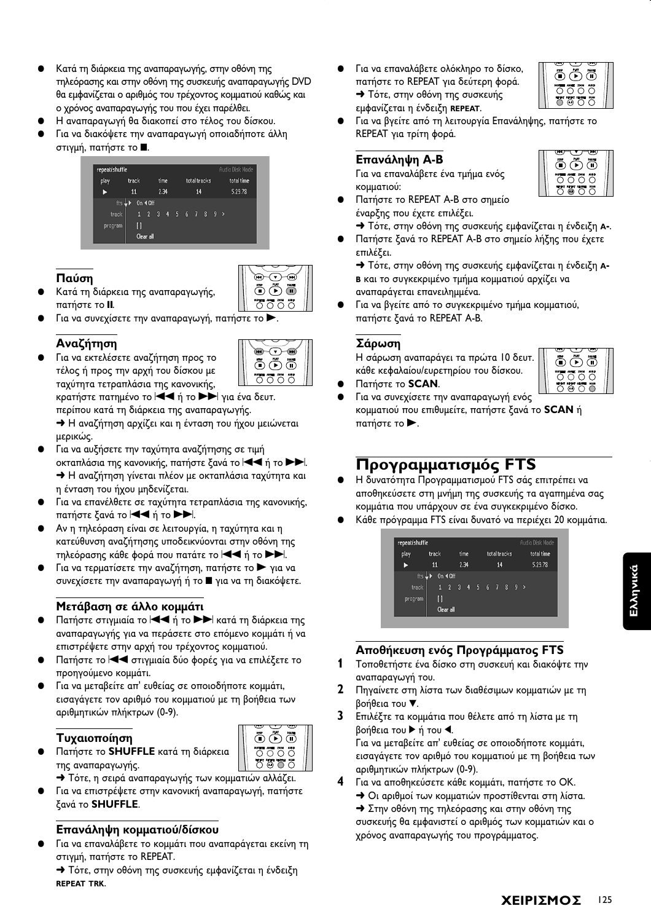- Κατά τη διάρκεια της αναπαραγωγής, στην οθόνη της τηλεόρασης και στην οθόνη της συσκευής αναπαραγωγής DVD θα εμφανίζεται ο αριθμός του τρέχοντος κομματιού καθώς και ο χρόνος αναπαραγωγής του που έχει παρέλθει.
- Η αναπαραγωγή θα διακοπεί στο τέλος του δίσκου.
- Για να διακόψετε την αναπαραγωγή οποιαδήποτε άλλη στιγμή, πατήστε το ■.

| repeat/shuffle | | | | Audio Disk Mode |
|---|---|---|---|---|
| play | track | time | total tracks | total time |
| ▶ | 11 | 2.34 | 14 | 5.29.78 |
| fts ↓ ▶ | On ◀ Off | | | |
| track | 1 2 3 4 5 6 7 8 9 > | | | |
| program | [ ] | | | |
| | Clear all | | | |

### Παύση

- Κατά τη διάρκεια της αναπαραγωγής, πατήστε το **II**.
- Για να συνεχίσετε την αναπαραγωγή, πατήστε το ▶.

### Αναζήτηση

- Για να εκτελέσετε αναζήτηση προς το τέλος ή προς την αρχή του δίσκου με ταχύτητα τετραπλάσια της κανονικής, κρατήστε πατημένο το |◀◀ ή το ▶▶| για ένα δευτ. περίπου κατά τη διάρκεια της αναπαραγωγής.
  ➜ Η αναζήτηση αρχίζει και η ένταση του ήχου μειώνεται μερικώς.
- Για να αυξήσετε την ταχύτητα αναζήτησης σε τιμή οκταπλάσια της κανονικής, πατήστε ξανά το |◀◀ ή το ▶▶|.
  ➜ Η αναζήτηση γίνεται πλέον με οκταπλάσια ταχύτητα και η ένταση του ήχου μηδενίζεται.
- Για να επανέλθετε σε ταχύτητα τετραπλάσια της κανονικής, πατήστε ξανά το |◀◀ ή το ▶▶|.
- Αν η τηλεόραση είναι σε λειτουργία, η ταχύτητα και η κατεύθυνση αναζήτησης υποδεικνύονται στην οθόνη της τηλεόρασης κάθε φορά που πατάτε το |◀◀ ή το ▶▶|.
- Για να τερματίσετε την αναζήτηση, πατήστε το ▶ για να συνεχίσετε την αναπαραγωγή ή το ■ για να τη διακόψετε.

### Μετάβαση σε άλλο κομμάτι

- Πατήστε στιγμιαία το |◀◀ ή το ▶▶| κατά τη διάρκεια της αναπαραγωγής για να περάσετε στο επόμενο κομμάτι ή να επιστρέψετε στην αρχή του τρέχοντος κομματιού.
- Πατήστε το |◀◀ στιγμιαία δύο φορές για να επιλέξετε το προηγούμενο κομμάτι.
- Για να μεταβείτε απ' ευθείας σε οποιοδήποτε κομμάτι, εισαγάγετε τον αριθμό του κομματιού με τη βοήθεια των αριθμητικών πλήκτρων (0-9).

### Τυχαιοποίηση

- Πατήστε το **SHUFFLE** κατά τη διάρκεια της αναπαραγωγής.
  ➜ Τότε, η σειρά αναπαραγωγής των κομματιών αλλάζει.
- Για να επιστρέψετε στην κανονική αναπαραγωγή, πατήστε ξανά το **SHUFFLE**.

### Επανάληψη κομματιού/δίσκου

- Για να επαναλάβετε το κομμάτι που αναπαράγεται εκείνη τη στιγμή, πατήστε το REPEAT.
  ➜ Τότε, στην οθόνη της συσκευής εμφανίζεται η ένδειξη **REPEAT TRK**.
- Για να επαναλάβετε ολόκληρο το δίσκο, πατήστε το REPEAT για δεύτερη φορά.
  ➜ Τότε, στην οθόνη της συσκευής εμφανίζεται η ένδειξη **REPEAT**.
- Για να βγείτε από τη λειτουργία Επανάληψης, πατήστε το REPEAT για τρίτη φορά.

### Επανάληψη A-B

Για να επαναλάβετε ένα τμήμα ενός κομματιού:

- Πατήστε το REPEAT A-B στο σημείο έναρξης που έχετε επιλέξει.
  ➜ Τότε, στην οθόνη της συσκευής εμφανίζεται η ένδειξη **A-**.
- Πατήστε ξανά το REPEAT A-B στο σημείο λήξης που έχετε επιλέξει.
  ➜ Τότε, στην οθόνη της συσκευής εμφανίζεται η ένδειξη **A-B** και το συγκεκριμένο τμήμα κομματιού αρχίζει να αναπαράγεται επανειλημμένα.
- Για να βγείτε από το συγκεκριμένο τμήμα κομματιού, πατήστε ξανά το REPEAT A-B.

### Σάρωση

Η σάρωση αναπαράγει τα πρώτα 10 δευτ. κάθε κεφαλαίου/ευρετηρίου του δίσκου.

- Πατήστε το **SCAN**.
- Για να συνεχίσετε την αναπαραγωγή ενός κομματιού που επιθυμείτε, πατήστε ξανά το **SCAN** ή πατήστε το ▶.

## Προγραμματισμός FTS

- Η δυνατότητα Προγραμματισμού FTS σάς επιτρέπει να αποθηκεύσετε στη μνήμη της συσκευής τα αγαπημένα σας κομμάτια που υπάρχουν σε ένα συγκεκριμένο δίσκο.
- Κάθε πρόγραμμα FTS είναι δυνατό να περιέχει 20 κομμάτια.

| repeat/shuffle | | | | Audio Disk Mode |
|---|---|---|---|---|
| play | track | time | total tracks | total time |
| ▶ | 11 | 2.34 | 14 | 5.29.78 |
| fts ↓ ▶ | On ◀ Off | | | |
| track | 1 2 3 4 5 6 7 8 9 > | | | |
| program | [ ] | | | |
| | Clear all | | | |

### Αποθήκευση ενός Προγράμματος FTS

1. Τοποθετήστε ένα δίσκο στη συσκευή και διακόψτε την αναπαραγωγή του.
2. Πηγαίνετε στη λίστα των διαθέσιμων κομματιών με τη βοήθεια του ▼.
3. Επιλέξτε τα κομμάτια που θέλετε από τη λίστα με τη βοήθεια του ▶ ή του ◀.
   Για να μεταβείτε απ' ευθείας σε οποιοδήποτε κομμάτι, εισαγάγετε τον αριθμό του κομματιού με τη βοήθεια των αριθμητικών πλήκτρων (0-9).
4. Για να αποθηκεύσετε κάθε κομμάτι, πατήστε το OK.
   ➜ Οι αριθμοί των κομματιών προστίθενται στη λίστα.
   ➜ Στην οθόνη της τηλεόρασης και στην οθόνη της συσκευής θα εμφανιστεί ο αριθμός των κομματιών και ο χρόνος αναπαραγωγής του προγράμματος.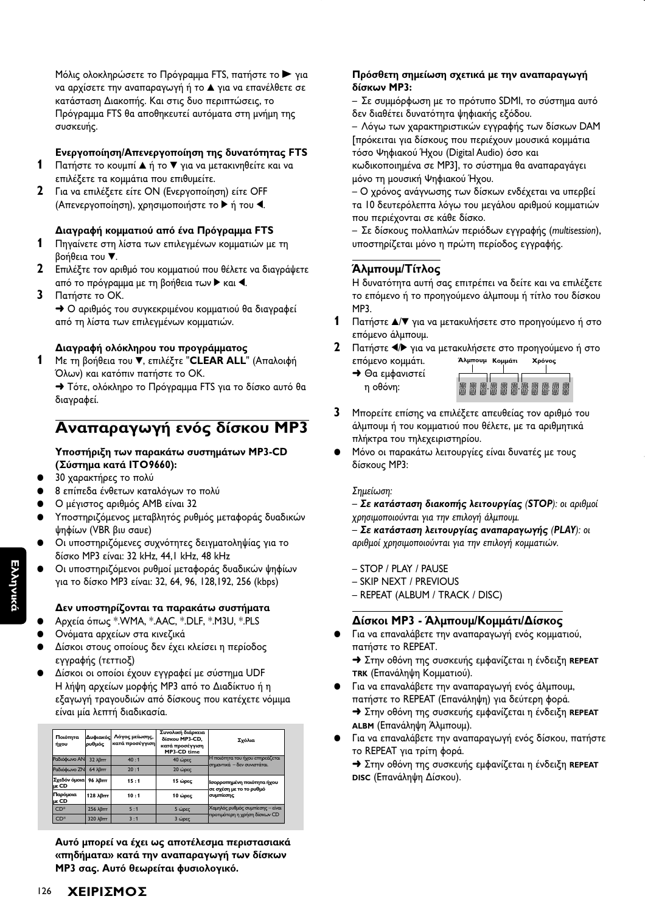Μόλις ολοκληρώσετε το Πρόγραμμα FTS, πατήστε το ► για να αρχίσετε την αναπαραγωγή ή το ▲ για να επανέλθετε σε κατάσταση Διακοπής. Και στις δυο περιπτώσεις, το Πρόγραμμα FTS θα αποθηκευτεί αυτόματα στη μνήμη της συσκευής.

**Ενεργοποίηση/Απενεργοποίηση της δυνατότητας FTS**

1. Πατήστε το κουμπί ▲ ή το ▼ για να μετακινηθείτε και να επιλέξετε τα κομμάτια που επιθυμείτε.
2. Για να επιλέξετε είτε ON (Ενεργοποίηση) είτε OFF (Απενεργοποίηση), χρησιμοποιήστε το ► ή του ◄.

**Διαγραφή κομματιού από ένα Πρόγραμμα FTS**

1. Πηγαίνετε στη λίστα των επιλεγμένων κομματιών με τη βοήθεια του ▼.
2. Επιλέξτε τον αριθμό του κομματιού που θέλετε να διαγράψετε από το πρόγραμμα με τη βοήθεια των ► και ◄.
3. Πατήστε το OK.
   ➜ Ο αριθμός του συγκεκριμένου κομματιού θα διαγραφεί από τη λίστα των επιλεγμένων κομματιών.

**Διαγραφή ολόκληρου του προγράμματος**

1. Με τη βοήθεια του ▼, επιλέξτε "**CLEAR ALL**" (Απαλοιφή Όλων) και κατόπιν πατήστε το OK.
   ➜ Τότε, ολόκληρο το Πρόγραμμα FTS για το δίσκο αυτό θα διαγραφεί.

# Αναπαραγωγή ενός δίσκου MP3

**Υποστήριξη των παρακάτω συστημάτων MP3-CD (Σύστημα κατά ISO9660):**

- 30 χαρακτήρες το πολύ
- 8 επίπεδα ένθετων καταλόγων το πολύ
- Ο μέγιστος αριθμός AMB είναι 32
- Υποστηριζόμενος μεταβλητός ρυθμός μεταφοράς δυαδικών ψηφίων (VBR βιυ σαυε)
- Οι υποστηριζόμενες συχνότητες δειγματοληψίας για το δίσκο MP3 είναι: 32 kHz, 44,1 kHz, 48 kHz
- Οι υποστηριζόμενοι ρυθμοί μεταφοράς δυαδικών ψηφίων για το δίσκο MP3 είναι: 32, 64, 96, 128,192, 256 (kbps)

**Δεν υποστηρίζονται τα παρακάτω συστήματα**

- Αρχεία όπως *.WMA, *.AAC, *.DLF, *.M3U, *.PLS
- Ονόματα αρχείων στα κινεζικά
- Δίσκοι στους οποίους δεν έχει κλείσει η περίοδος εγγραφής (τεττιοζ)
- Δίσκοι οι οποίοι έχουν εγγραφεί με σύστημα UDF
  Η λήψη αρχείων μορφής MP3 από το Διαδίκτυο ή η εξαγωγή τραγουδιών από δίσκους που κατέχετε νόμιμα είναι μία λεπτή διαδικασία.

| Ποιότητα ήχου | Δυφιακός ρυθμός | Λόγος μείωσης, κατά προσέγγιση | Συνολική διάρκεια δίσκου MP3-CD, κατά προσέγγιση MP3-CD time | Σχόλια |
|---|---|---|---|---|
| Ραδιόφωνο AM | 32 λβπτ | 40 : 1 | 40 ώρες | Η ποιότητα του ήχου επηρεάζεται σημαντικά – δεν συνιστάται. |
| Ραδιόφωνο ZN | 64 λβπτ | 20 : 1 | 20 ώρες | |
| Σχεδόν όμοια με CD | 96 λβπτ | 15 : 1 | 15 ώρες | Ισορροπημένη ποιότητα ήχου σε σχέση με το το ρυθμό συμπίεσης |
| Παρόμοια με CD | 128 λβπτ | 10 : 1 | 10 ώρες | |
| CD* | 256 λβπτ | 5 : 1 | 5 ώρες | Χαμηλός ρυθμός συμπίεσης – είναι προτιμότερη η χρήση δίσκων CD |
| CD* | 320 λβπτ | 3 : 1 | 3 ώρες | |

**Αυτό μπορεί να έχει ως αποτέλεσμα περιστασιακά «πηδήματα» κατά την αναπαραγωγή των δίσκων MP3 σας. Αυτό θεωρείται φυσιολογικό.**

**Πρόσθετη σημείωση σχετικά με την αναπαραγωγή δίσκων MP3:**

– Σε συμμόρφωση με το πρότυπο SDMI, το σύστημα αυτό δεν διαθέτει δυνατότητα ψηφιακής εξόδου.

– Λόγω των χαρακτηριστικών εγγραφής των δίσκων DAM [πρόκειται για δίσκους που περιέχουν μουσικά κομμάτια τόσο Ψηφιακού Ήχου (Digital Audio) όσο και κωδικοποιημένα σε MP3], το σύστημα θα αναπαράγει μόνο τη μουσική Ψηφιακού Ήχου.

– Ο χρόνος ανάγνωσης των δίσκων ενδέχεται να υπερβεί τα 10 δευτερόλεπτα λόγω του μεγάλου αριθμού κομματιών που περιέχονται σε κάθε δίσκο.

– Σε δίσκους πολλαπλών περιόδων εγγραφής (*multisession*), υποστηρίζεται μόνο η πρώτη περίοδος εγγραφής.

## Άλμπουμ/Τίτλος

Η δυνατότητα αυτή σας επιτρέπει να δείτε και να επιλέξετε το επόμενο ή το προηγούμενο άλμπουμ ή τίτλο του δίσκου MP3.

1. Πατήστε ▲/▼ για να μετακυλήσετε στο προηγούμενο ή στο επόμενο άλμπουμ.
2. Πατήστε ◄/► για να μετακυλήσετε στο προηγούμενο ή στο επόμενο κομμάτι.
   ➜ Θα εμφανιστεί η οθόνη: (Άλμπουμ Κομμάτι Χρόνος)
3. Μπορείτε επίσης να επιλέξετε απευθείας τον αριθμό του άλμπουμ ή του κομματιού που θέλετε, με τα αριθμητικά πλήκτρα του τηλεχειριστηρίου.

- Μόνο οι παρακάτω λειτουργίες είναι δυνατές με τους δίσκους MP3:

*Σημείωση:*

*– **Σε κατάσταση διακοπής λειτουργίας (STOP)**: οι αριθμοί χρησιμοποιούνται για την επιλογή άλμπουμ.*

*– **Σε κατάσταση λειτουργίας αναπαραγωγής (PLAY)**: οι αριθμοί χρησιμοποιούνται για την επιλογή κομματιών.*

– STOP / PLAY / PAUSE
– SKIP NEXT / PREVIOUS
– REPEAT (ALBUM / TRACK / DISC)

## Δίσκοι MP3 - Άλμπουμ/Κομμάτι/Δίσκος

- Για να επαναλάβετε την αναπαραγωγή ενός κομματιού, πατήστε το REPEAT.
  ➜ Στην οθόνη της συσκευής εμφανίζεται η ένδειξη **REPEAT TRK** (Επανάληψη Κομματιού).
- Για να επαναλάβετε την αναπαραγωγή ενός άλμπουμ, πατήστε το REPEAT (Επανάληψη) για δεύτερη φορά.
  ➜ Στην οθόνη της συσκευής εμφανίζεται η ένδειξη **REPEAT ALBM** (Επανάληψη Άλμπουμ).
- Για να επαναλάβετε την αναπαραγωγή ενός δίσκου, πατήστε το REPEAT για τρίτη φορά.
  ➜ Στην οθόνη της συσκευής εμφανίζεται η ένδειξη **REPEAT DISC** (Επανάληψη Δίσκου).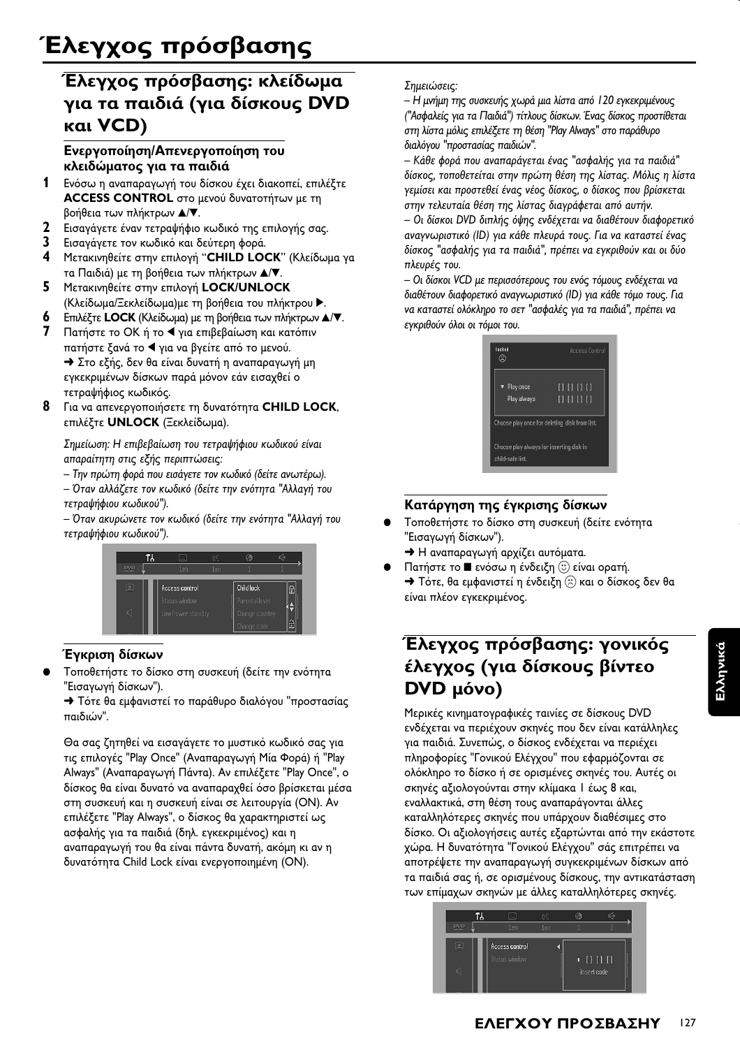# Έλεγχος πρόσβασης

## Έλεγχος πρόσβασης: κλείδωμα για τα παιδιά (για δίσκους DVD και VCD)

### Ενεργοποίηση/Απενεργοποίηση του κλειδώματος για τα παιδιά

1. Ενόσω η αναπαραγωγή του δίσκου έχει διακοπεί, επιλέξτε **ACCESS CONTROL** στο μενού δυνατοτήτων με τη βοήθεια των πλήκτρων ▲/▼.
2. Εισαγάγετε έναν τετραψήφιο κωδικό της επιλογής σας.
3. Εισαγάγετε τον κωδικό και δεύτερη φορά.
4. Μετακινηθείτε στην επιλογή "**CHILD LOCK**" (Κλείδωμα γα τα Παιδιά) με τη βοήθεια των πλήκτρων ▲/▼.
5. Μετακινηθείτε στην επιλογή **LOCK/UNLOCK** (Κλείδωμα/Ξεκλείδωμα)με τη βοήθεια του πλήκτρου ▶.
6. Επιλέξτε **LOCK** (Κλείδωμα) με τη βοήθεια των πλήκτρων ▲/▼.
7. Πατήστε το OK ή το ◀ για επιβεβαίωση και κατόπιν πατήστε ξανά το ◀ για να βγείτε από το μενού.
   ➜ Στο εξής, δεν θα είναι δυνατή η αναπαραγωγή μη εγκεκριμένων δίσκων παρά μόνον εάν εισαχθεί ο τετραψήφιος κωδικός.
8. Για να απενεργοποιήσετε τη δυνατότητα **CHILD LOCK**, επιλέξτε **UNLOCK** (Ξεκλείδωμα).

*Σημείωση: Η επιβεβαίωση του τετραψήφιου κωδικού είναι απαραίτητη στις εξής περιπτώσεις:*
*– Την πρώτη φορά που εισάγετε τον κωδικό (δείτε ανωτέρω).*
*– Όταν αλλάζετε τον κωδικό (δείτε την ενότητα "Αλλαγή του τετραψήφιου κωδικού").*
*– Όταν ακυρώνετε τον κωδικό (δείτε την ενότητα "Αλλαγή του τετραψήφιου κωδικού").*

### Έγκριση δίσκων

- Τοποθετήστε το δίσκο στη συσκευή (δείτε την ενότητα "Εισαγωγή δίσκων").
  ➜ Τότε θα εμφανιστεί το παράθυρο διαλόγου "προστασίας παιδιών".

Θα σας ζητηθεί να εισαγάγετε το μυστικό κωδικό σας για τις επιλογές "Play Once" (Αναπαραγωγή Μία Φορά) ή "Play Always" (Αναπαραγωγή Πάντα). Αν επιλέξετε "Play Once", ο δίσκος θα είναι δυνατό να αναπαραχθεί όσο βρίσκεται μέσα στη συσκευή και η συσκευή είναι σε λειτουργία (ON). Αν επιλέξετε "Play Always", ο δίσκος θα χαρακτηριστεί ως ασφαλής για τα παιδιά (δηλ. εγκεκριμένος) και η αναπαραγωγή του θα είναι πάντα δυνατή, ακόμη κι αν η δυνατότητα Child Lock είναι ενεργοποιημένη (ON).

*Σημειώσεις:*
*– Η μνήμη της συσκευής χωρά μια λίστα από 120 εγκεκριμένους ("Ασφαλείς για τα Παιδιά") τίτλους δίσκων. Ένας δίσκος προστίθεται στη λίστα μόλις επιλέξετε τη θέση "Play Always" στο παράθυρο διαλόγου "προστασίας παιδιών".*
*– Κάθε φορά που αναπαράγεται ένας "ασφαλής για τα παιδιά" δίσκος, τοποθετείται στην πρώτη θέση της λίστας. Μόλις η λίστα γεμίσει και προστεθεί ένας νέος δίσκος, ο δίσκος που βρίσκεται στην τελευταία θέση της λίστας διαγράφεται από αυτήν.*
*– Οι δίσκοι DVD διπλής όψης ενδέχεται να διαθέτουν διαφορετικό αναγνωριστικό (ID) για κάθε πλευρά τους. Για να καταστεί ένας δίσκος "ασφαλής για τα παιδιά", πρέπει να εγκριθούν και οι δύο πλευρές του.*
*– Οι δίσκοι VCD με περισσότερους του ενός τόμους ενδέχεται να διαθέτουν διαφορετικό αναγνωριστικό (ID) για κάθε τόμο τους. Για να καταστεί ολόκληρο το σετ "ασφαλές για τα παιδιά", πρέπει να εγκριθούν όλοι οι τόμοι του.*

### Κατάργηση της έγκρισης δίσκων

- Τοποθετήστε το δίσκο στη συσκευή (δείτε ενότητα "Εισαγωγή δίσκων").
  ➜ Η αναπαραγωγή αρχίζει αυτόματα.
- Πατήστε το ■ ενόσω η ένδειξη ☺ είναι ορατή.
  ➜ Τότε, θα εμφανιστεί η ένδειξη ☹ και ο δίσκος δεν θα είναι πλέον εγκεκριμένος.

## Έλεγχος πρόσβασης: γονικός έλεγχος (για δίσκους βίντεο DVD μόνο)

Μερικές κινηματογραφικές ταινίες σε δίσκους DVD ενδέχεται να περιέχουν σκηνές που δεν είναι κατάλληλες για παιδιά. Συνεπώς, ο δίσκος ενδέχεται να περιέχει πληροφορίες "Γονικού Ελέγχου" που εφαρμόζονται σε ολόκληρο το δίσκο ή σε ορισμένες σκηνές του. Αυτές οι σκηνές αξιολογούνται στην κλίμακα 1 έως 8 και, εναλλακτικά, στη θέση τους αναπαράγονται άλλες καταλληλότερες σκηνές που υπάρχουν διαθέσιμες στο δίσκο. Οι αξιολογήσεις αυτές εξαρτώνται από την εκάστοτε χώρα. Η δυνατότητα "Γονικού Ελέγχου" σάς επιτρέπει να αποτρέψετε την αναπαραγωγή συγκεκριμένων δίσκων από τα παιδιά σας ή, σε ορισμένους δίσκους, την αντικατάσταση των επίμαχων σκηνών με άλλες καταλληλότερες σκηνές.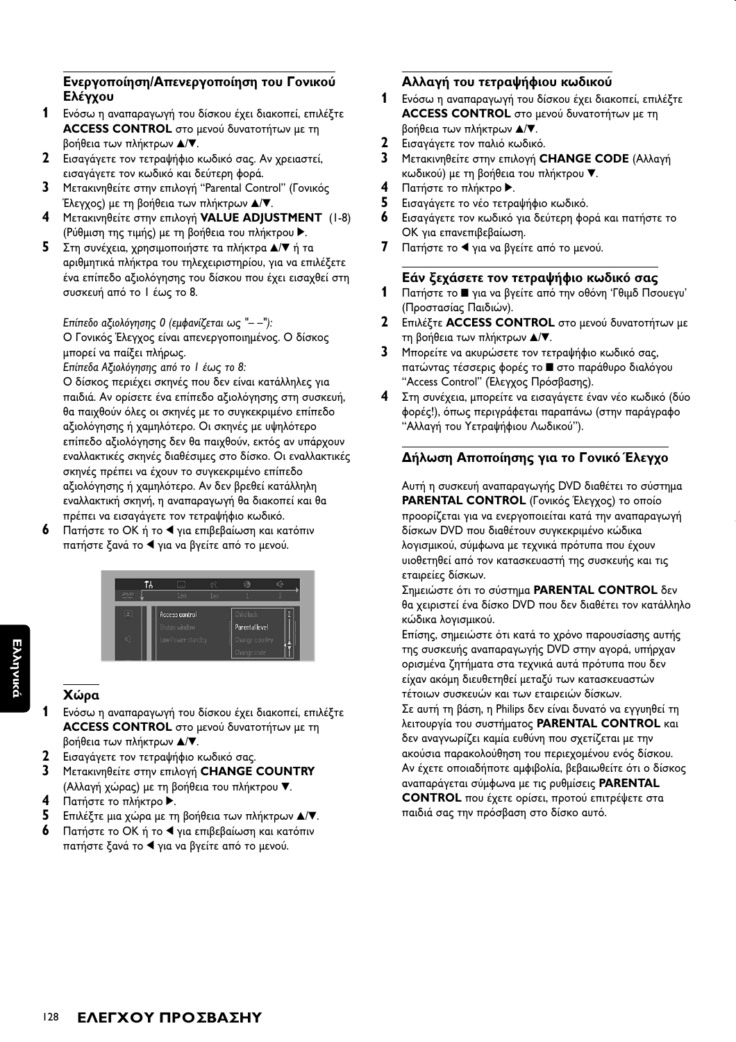## Ενεργοποίηση/Απενεργοποίηση του Γονικού Ελέγχου

**1** Ενόσω η αναπαραγωγή του δίσκου έχει διακοπεί, επιλέξτε **ACCESS CONTROL** στο μενού δυνατοτήτων με τη βοήθεια των πλήκτρων ▲/▼.

**2** Εισαγάγετε τον τετραψήφιο κωδικό σας. Αν χρειαστεί, εισαγάγετε τον κωδικό και δεύτερη φορά.

**3** Μετακινηθείτε στην επιλογή "Parental Control" (Γονικός Έλεγχος) με τη βοήθεια των πλήκτρων ▲/▼.

**4** Μετακινηθείτε στην επιλογή **VALUE ADJUSTMENT** (1-8) (Ρύθμιση της τιμής) με τη βοήθεια του πλήκτρου ▶.

**5** Στη συνέχεια, χρησιμοποιήστε τα πλήκτρα ▲/▼ ή τα αριθμητικά πλήκτρα του τηλεχειριστηρίου, για να επιλέξετε ένα επίπεδο αξιολόγησης του δίσκου που έχει εισαχθεί στη συσκευή από το 1 έως το 8.

*Επίπεδο αξιολόγησης 0 (εμφανίζεται ως "– –"):*
Ο Γονικός Έλεγχος είναι απενεργοποιημένος. Ο δίσκος μπορεί να παίξει πλήρως.
*Επίπεδα Αξιολόγησης από το 1 έως το 8:*
Ο δίσκος περιέχει σκηνές που δεν είναι κατάλληλες για παιδιά. Αν ορίσετε ένα επίπεδο αξιολόγησης στη συσκευή, θα παιχθούν όλες οι σκηνές με το συγκεκριμένο επίπεδο αξιολόγησης ή χαμηλότερο. Οι σκηνές με υψηλότερο επίπεδο αξιολόγησης δεν θα παιχθούν, εκτός αν υπάρχουν εναλλακτικές σκηνές διαθέσιμες στο δίσκο. Οι εναλλακτικές σκηνές πρέπει να έχουν το συγκεκριμένο επίπεδο αξιολόγησης ή χαμηλότερο. Αν δεν βρεθεί κατάλληλη εναλλακτική σκηνή, η αναπαραγωγή θα διακοπεί και θα πρέπει να εισαγάγετε τον τετραψήφιο κωδικό.

**6** Πατήστε το OK ή το ◀ για επιβεβαίωση και κατόπιν πατήστε ξανά το ◀ για να βγείτε από το μενού.

## Χώρα

**1** Ενόσω η αναπαραγωγή του δίσκου έχει διακοπεί, επιλέξτε **ACCESS CONTROL** στο μενού δυνατοτήτων με τη βοήθεια των πλήκτρων ▲/▼.

**2** Εισαγάγετε τον τετραψήφιο κωδικό σας.

**3** Μετακινηθείτε στην επιλογή **CHANGE COUNTRY** (Αλλαγή χώρας) με τη βοήθεια του πλήκτρου ▼.

**4** Πατήστε το πλήκτρο ▶.

**5** Επιλέξτε μια χώρα με τη βοήθεια των πλήκτρων ▲/▼.

**6** Πατήστε το OK ή το ◀ για επιβεβαίωση και κατόπιν πατήστε ξανά το ◀ για να βγείτε από το μενού.

## Αλλαγή του τετραψήφιου κωδικού

**1** Ενόσω η αναπαραγωγή του δίσκου έχει διακοπεί, επιλέξτε **ACCESS CONTROL** στο μενού δυνατοτήτων με τη βοήθεια των πλήκτρων ▲/▼.

**2** Εισαγάγετε τον παλιό κωδικό.

**3** Μετακινηθείτε στην επιλογή **CHANGE CODE** (Αλλαγή κωδικού) με τη βοήθεια του πλήκτρου ▼.

**4** Πατήστε το πλήκτρο ▶.

**5** Εισαγάγετε το νέο τετραψήφιο κωδικό.

**6** Εισαγάγετε τον κωδικό για δεύτερη φορά και πατήστε το OK για επανεπιβεβαίωση.

**7** Πατήστε το ◀ για να βγείτε από το μενού.

## Εάν ξεχάσετε τον τετραψήφιο κωδικό σας

**1** Πατήστε το ■ για να βγείτε από την οθόνη 'Γθιμδ Πσουεγυ' (Προστασίας Παιδιών).

**2** Επιλέξτε **ACCESS CONTROL** στο μενού δυνατοτήτων με τη βοήθεια των πλήκτρων ▲/▼.

**3** Μπορείτε να ακυρώσετε τον τετραψήφιο κωδικό σας, πατώντας τέσσερις φορές το ■ στο παράθυρο διαλόγου "Access Control" (Ελεγχος Πρόσβασης).

**4** Στη συνέχεια, μπορείτε να εισαγάγετε έναν νέο κωδικό (δύο φορές!), όπως περιγράφεται παραπάνω (στην παράγραφο "Αλλαγή του Υετραψήφιου Λωδικού").

## Δήλωση Αποποίησης για το Γονικό Έλεγχο

Αυτή η συσκευή αναπαραγωγής DVD διαθέτει το σύστημα **PARENTAL CONTROL** (Γονικός Έλεγχος) το οποίο προορίζεται για να ενεργοποιείται κατά την αναπαραγωγή δίσκων DVD που διαθέτουν συγκεκριμένο κώδικα λογισμικού, σύμφωνα με τεχνικά πρότυπα που έχουν υιοθετηθεί από τον κατασκευαστή της συσκευής και τις εταιρείες δίσκων.

Σημειώστε ότι το σύστημα **PARENTAL CONTROL** δεν θα χειριστεί ένα δίσκο DVD που δεν διαθέτει τον κατάλληλο κώδικα λογισμικού.

Επίσης, σημειώστε ότι κατά το χρόνο παρουσίασης αυτής της συσκευής αναπαραγωγής DVD στην αγορά, υπήρχαν ορισμένα ζητήματα στα τεχνικά αυτά πρότυπα που δεν είχαν ακόμη διευθετηθεί μεταξύ των κατασκευαστών τέτοιων συσκευών και των εταιρειών δίσκων.

Σε αυτή τη βάση, η Philips δεν είναι δυνατό να εγγυηθεί τη λειτουργία του συστήματος **PARENTAL CONTROL** και δεν αναγνωρίζει καμία ευθύνη που σχετίζεται με την ακούσια παρακολούθηση του περιεχομένου ενός δίσκου. Αν έχετε οποιαδήποτε αμφιβολία, βεβαιωθείτε ότι ο δίσκος αναπαράγεται σύμφωνα με τις ρυθμίσεις **PARENTAL CONTROL** που έχετε ορίσει, προτού επιτρέψετε στα παιδιά σας την πρόσβαση στο δίσκο αυτό.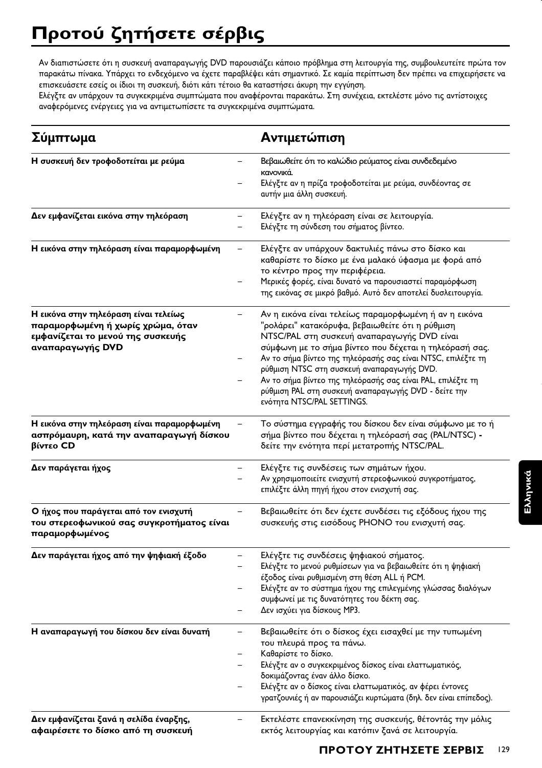# Προτού ζητήσετε σέρβις

Αν διαπιστώσετε ότι η συσκευή αναπαραγωγής DVD παρουσιάζει κάποιο πρόβλημα στη λειτουργία της, συμβουλευτείτε πρώτα τον παρακάτω πίνακα. Υπάρχει το ενδεχόμενο να έχετε παραβλέψει κάτι σημαντικό. Σε καμία περίπτωση δεν πρέπει να επιχειρήσετε να επισκευάσετε εσείς οι ίδιοι τη συσκευή, διότι κάτι τέτοιο θα καταστήσει άκυρη την εγγύηση.
Ελέγξτε αν υπάρχουν τα συγκεκριμένα συμπτώματα που αναφέρονται παρακάτω. Στη συνέχεια, εκτελέστε μόνο τις αντίστοιχες αναφερόμενες ενέργειες για να αντιμετωπίσετε τα συγκεκριμένα συμπτώματα.

| Σύμπτωμα | Αντιμετώπιση |
|---|---|
| **Η συσκευή δεν τροφοδοτείται με ρεύμα** | – Βεβαιωθείτε ότι το καλώδιο ρεύματος είναι συνδεδεμένο κανονικά.<br>– Ελέγξτε αν η πρίζα τροφοδοτείται με ρεύμα, συνδέοντας σε αυτήν μια άλλη συσκευή. |
| **Δεν εμφανίζεται εικόνα στην τηλεόραση** | – Ελέγξτε αν η τηλεόραση είναι σε λειτουργία.<br>– Ελέγξτε τη σύνδεση του σήματος βίντεο. |
| **Η εικόνα στην τηλεόραση είναι παραμορφωμένη** | – Ελέγξτε αν υπάρχουν δακτυλιές πάνω στο δίσκο και καθαρίστε το δίσκο με ένα μαλακό ύφασμα με φορά από το κέντρο προς την περιφέρεια.<br>– Μερικές φορές, είναι δυνατό να παρουσιαστεί παραμόρφωση της εικόνας σε μικρό βαθμό. Αυτό δεν αποτελεί δυσλειτουργία. |
| **Η εικόνα στην τηλεόραση είναι τελείως παραμορφωμένη ή χωρίς χρώμα, όταν εμφανίζεται το μενού της συσκευής αναπαραγωγής DVD** | – Αν η εικόνα είναι τελείως παραμορφωμένη ή αν η εικόνα "ρολάρει" κατακόρυφα, βεβαιωθείτε ότι η ρύθμιση NTSC/PAL στη συσκευή αναπαραγωγής DVD είναι σύμφωνη με το σήμα βίντεο που δέχεται η τηλεόρασή σας.<br>– Αν το σήμα βίντεο της τηλεόρασής σας είναι NTSC, επιλέξτε τη ρύθμιση NTSC στη συσκευή αναπαραγωγής DVD.<br>– Αν το σήμα βίντεο της τηλεόρασής σας είναι PAL, επιλέξτε τη ρύθμιση PAL στη συσκευή αναπαραγωγής DVD - δείτε την ενότητα NTSC/PAL SETTINGS. |
| **Η εικόνα στην τηλεόραση είναι παραμορφωμένη ασπρόμαυρη, κατά την αναπαραγωγή δίσκου βίντεο CD** | – Το σύστημα εγγραφής του δίσκου δεν είναι σύμφωνο με το ή σήμα βίντεο που δέχεται η τηλεόρασή σας (PAL/NTSC) **-** δείτε την ενότητα περί μετατροπής NTSC/PAL. |
| **Δεν παράγεται ήχος** | – Ελέγξτε τις συνδέσεις των σημάτων ήχου.<br>– Αν χρησιμοποιείτε ενισχυτή στερεοφωνικού συγκροτήματος, επιλέξτε άλλη πηγή ήχου στον ενισχυτή σας. |
| **Ο ήχος που παράγεται από τον ενισχυτή του στερεοφωνικού σας συγκροτήματος είναι παραμορφωμένος** | – Βεβαιωθείτε ότι δεν έχετε συνδέσει τις εξόδους ήχου της συσκευής στις εισόδους PHONO του ενισχυτή σας. |
| **Δεν παράγεται ήχος από την ψηφιακή έξοδο** | – Ελέγξτε τις συνδέσεις ψηφιακού σήματος.<br>– Ελέγξτε το μενού ρυθμίσεων για να βεβαιωθείτε ότι η ψηφιακή έξοδος είναι ρυθμισμένη στη θέση ALL ή PCM.<br>– Ελέγξτε αν το σύστημα ήχου της επιλεγμένης γλώσσας διαλόγων συμφωνεί με τις δυνατότητες του δέκτη σας.<br>– Δεν ισχύει για δίσκους MP3. |
| **Η αναπαραγωγή του δίσκου δεν είναι δυνατή** | – Βεβαιωθείτε ότι ο δίσκος έχει εισαχθεί με την τυπωμένη του πλευρά προς τα πάνω.<br>– Καθαρίστε το δίσκο.<br>– Ελέγξτε αν ο συγκεκριμένος δίσκος είναι ελαττωματικός, δοκιμάζοντας έναν άλλο δίσκο.<br>– Ελέγξτε αν ο δίσκος είναι ελαττωματικός, αν φέρει έντονες γρατζουνιές ή αν παρουσιάζει κυρτώματα (δηλ. δεν είναι επίπεδος). |
| **Δεν εμφανίζεται ξανά η σελίδα έναρξης, αφαιρέσετε το δίσκο από τη συσκευή** | – Εκτελέστε επανεκκίνηση της συσκευής, θέτοντάς την μόλις εκτός λειτουργίας και κατόπιν ξανά σε λειτουργία. |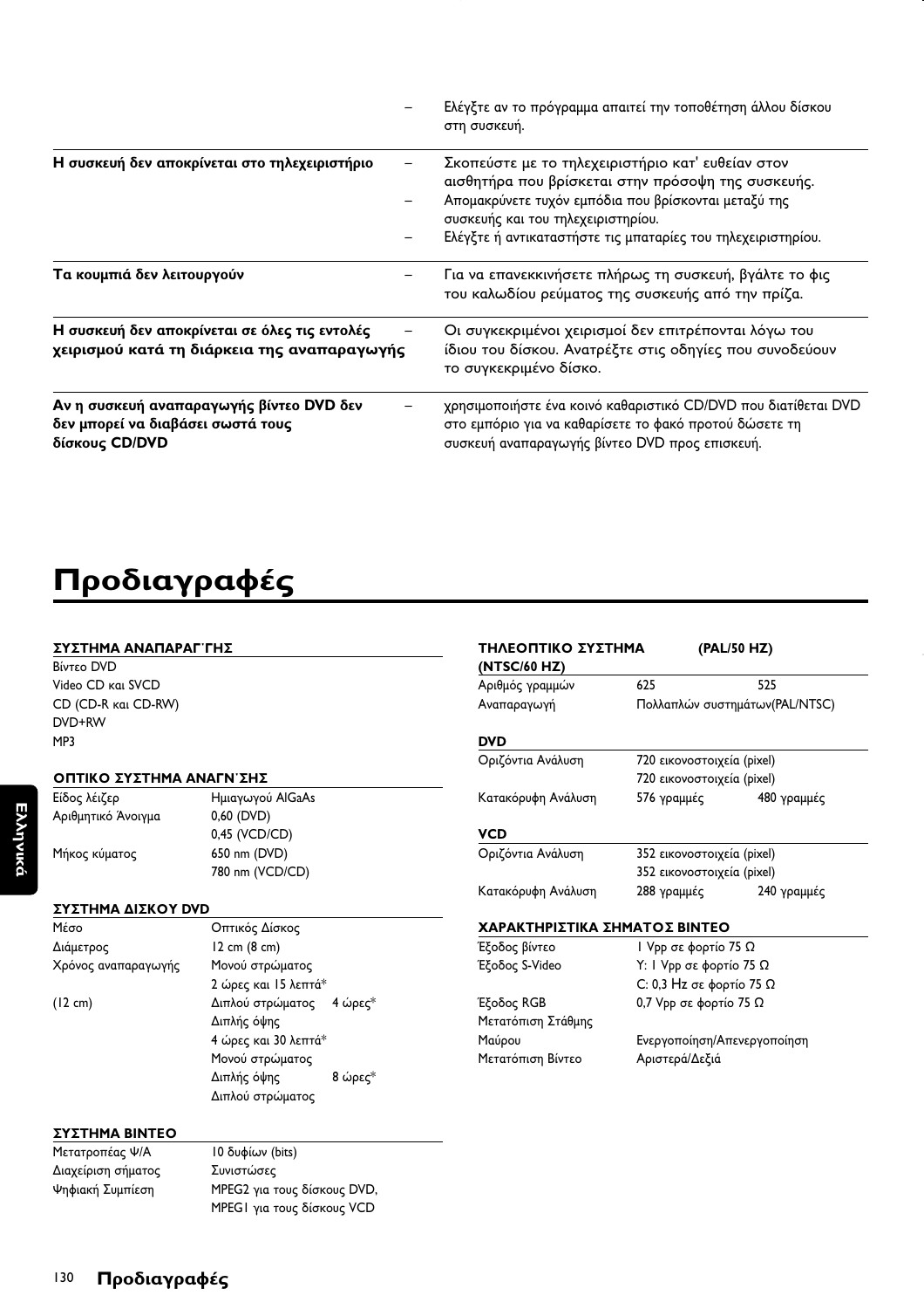| | |
|---|---|
| | – Ελέγξτε αν το πρόγραμμα απαιτεί την τοποθέτηση άλλου δίσκου στη συσκευή. |
| **Η συσκευή δεν αποκρίνεται στο τηλεχειριστήριο** | – Σκοπεύστε με το τηλεχειριστήριο κατ' ευθείαν στον αισθητήρα που βρίσκεται στην πρόσοψη της συσκευής.<br>– Απομακρύνετε τυχόν εμπόδια που βρίσκονται μεταξύ της συσκευής και του τηλεχειριστηρίου.<br>– Ελέγξτε ή αντικαταστήστε τις μπαταρίες του τηλεχειριστηρίου. |
| **Τα κουμπιά δεν λειτουργούν** | – Για να επανεκκινήσετε πλήρως τη συσκευή, βγάλτε το φις του καλωδίου ρεύματος της συσκευής από την πρίζα. |
| **Η συσκευή δεν αποκρίνεται σε όλες τις εντολές χειρισμού κατά τη διάρκεια της αναπαραγωγής** | – Οι συγκεκριμένοι χειρισμοί δεν επιτρέπονται λόγω του ίδιου του δίσκου. Ανατρέξτε στις οδηγίες που συνοδεύουν το συγκεκριμένο δίσκο. |
| **Αν η συσκευή αναπαραγωγής βίντεο DVD δεν δεν μπορεί να διαβάσει σωστά τους δίσκους CD/DVD** | – χρησιμοποιήστε ένα κοινό καθαριστικό CD/DVD που διατίθεται DVD στο εμπόριο για να καθαρίσετε το φακό προτού δώσετε τη συσκευή αναπαραγωγής βίντεο DVD προς επισκευή. |

# Προδιαγραφές

**ΣΥΣΤΗΜΑ ΑΝΑΠΑΡΑΓ΄ΓΗΣ**

Βίντεο DVD
Video CD και SVCD
CD (CD-R και CD-RW)
DVD+RW
MP3

**ΟΠΤΙΚΟ ΣΥΣΤΗΜΑ ΑΝΑΓΝ΄ΣΗΣ**

| | |
|---|---|
| Είδος λέιζερ | Ημιαγωγού AlGaAs |
| Αριθμητικό Άνοιγμα | 0,60 (DVD)<br>0,45 (VCD/CD) |
| Μήκος κύματος | 650 nm (DVD)<br>780 nm (VCD/CD) |

**ΣΥΣΤΗΜΑ ΔΙΣΚΟΥ DVD**

| | | |
|---|---|---|
| Μέσο | Οπτικός Δίσκος | |
| Διάμετρος | 12 cm (8 cm) | |
| Χρόνος αναπαραγωγής | Μονού στρώματος<br>2 ώρες και 15 λεπτά* | |
| (12 cm) | Διπλού στρώματος | 4 ώρες* |
| | Διπλής όψης<br>4 ώρες και 30 λεπτά*<br>Μονού στρώματος | |
| | Διπλής όψης<br>Διπλού στρώματος | 8 ώρες* |

**ΣΥΣΤΗΜΑ ΒΙΝΤΕΟ**

| | |
|---|---|
| Μετατροπέας Ψ/Α | 10 δυφίων (bits) |
| Διαχείριση σήματος | Συνιστώσες |
| Ψηφιακή Συμπίεση | MPEG2 για τους δίσκους DVD,<br>MPEG1 για τους δίσκους VCD |

**ΤΗΛΕΟΠΤΙΚΟ ΣΥΣΤΗΜΑ (PAL/50 HZ) (NTSC/60 HZ)**

| | PAL/50 HZ | NTSC/60 HZ |
|---|---|---|
| Αριθμός γραμμών | 625 | 525 |
| Αναπαραγωγή | Πολλαπλών συστημάτων(PAL/NTSC) | |

**DVD**

| | | |
|---|---|---|
| Οριζόντια Ανάλυση | 720 εικονοστοιχεία (pixel)<br>720 εικονοστοιχεία (pixel) | |
| Κατακόρυφη Ανάλυση | 576 γραμμές | 480 γραμμές |

**VCD**

| | | |
|---|---|---|
| Οριζόντια Ανάλυση | 352 εικονοστοιχεία (pixel)<br>352 εικονοστοιχεία (pixel) | |
| Κατακόρυφη Ανάλυση | 288 γραμμές | 240 γραμμές |

**ΧΑΡΑΚΤΗΡΙΣΤΙΚΑ ΣΗΜΑΤΟΣ ΒΙΝΤΕΟ**

| | |
|---|---|
| Έξοδος βίντεο | 1 Vpp σε φορτίο 75 Ω |
| Έξοδος S-Video | Y: 1 Vpp σε φορτίο 75 Ω<br>C: 0,3 Hz σε φορτίο 75 Ω |
| Έξοδος RGB | 0,7 Vpp σε φορτίο 75 Ω |
| Μετατόπιση Στάθμης Μαύρου | Ενεργοποίηση/Απενεργοποίηση |
| Μετατόπιση Βίντεο | Αριστερά/Δεξιά |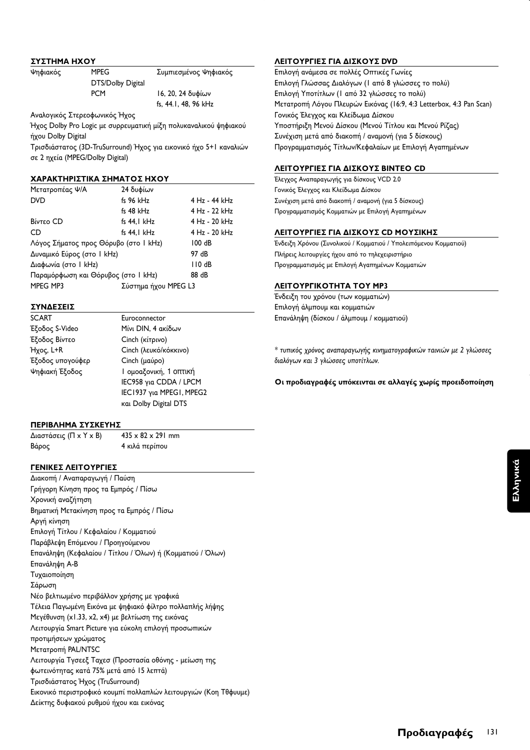## ΣΥΣΤΗΜΑ ΗΧΟΥ

| | | |
|---|---|---|
| Ψηφιακός | MPEG | Συμπιεσμένος Ψηφιακός |
| | DTS/Dolby Digital | |
| | PCM | 16, 20, 24 δυφίων |
| | | fs, 44.1, 48, 96 kHz |

Αναλογικός Στερεοφωνικός Ήχος

Ήχος Dolby Pro Logic με συρρευματική μίξη πολυκαναλικού ψηφιακού ήχου Dolby Digital

Τρισδιάστατος (3D-TruSurround) Ήχος για εικονικό ήχο 5+1 καναλιών σε 2 ηχεία (MPEG/Dolby Digital)

## ΧΑΡΑΚΤΗΡΙΣΤΙΚΑ ΣΗΜΑΤΟΣ ΗΧΟΥ

| | | |
|---|---|---|
| Μετατροπέας Ψ/Α | 24 δυφίων | |
| DVD | fs 96 kHz | 4 Hz - 44 kHz |
| | fs 48 kHz | 4 Hz - 22 kHz |
| Βίντεο CD | fs 44,1 kHz | 4 Hz - 20 kHz |
| CD | fs 44,1 kHz | 4 Hz - 20 kHz |
| Λόγος Σήματος προς Θόρυβο (στο 1 kHz) | | 100 dB |
| Δυναμικό Εύρος (στο 1 kHz) | | 97 dB |
| Διαφωνία (στο 1 kHz) | | 110 dB |
| Παραμόρφωση και Θόρυβος (στο 1 kHz) | | 88 dB |
| MPEG MP3 | Σύστημα ήχου MPEG L3 | |

## ΣΥΝΔΕΣΕΙΣ

| | |
|---|---|
| SCART | Euroconnector |
| Έξοδος S-Video | Μίνι DIN, 4 ακίδων |
| Έξοδος Βίντεο | Cinch (κίτρινο) |
| Ήχος, L+R | Cinch (λευκό/κόκκινο) |
| Έξοδος υπογούφερ | Cinch (μαύρο) |
| Ψηφιακή Έξοδος | 1 ομοαξονική, 1 οπτική |
| | IEC958 για CDDA / LPCM |
| | IEC1937 για MPEG1, MPEG2 |
| | και Dolby Digital DTS |

## ΠΕΡΙΒΛΗΜΑ ΣΥΣΚΕΥΗΣ

| | |
|---|---|
| Διαστάσεις (Π x Υ x Β) | 435 x 82 x 291 mm |
| Βάρος | 4 κιλά περίπου |

## ΓΕΝΙΚΕΣ ΛΕΙΤΟΥΡΓΙΕΣ

Διακοπή / Αναπαραγωγή / Παύση
Γρήγορη Κίνηση προς τα Εμπρός / Πίσω
Χρονική αναζήτηση
Βηματική Μετακίνηση προς τα Εμπρός / Πίσω
Αργή κίνηση
Επιλογή Τίτλου / Κεφαλαίου / Κομματιού
Παράβλεψη Επόμενου / Προηγούμενου
Επανάληψη (Κεφαλαίου / Τίτλου / Όλων) ή (Κομματιού / Όλων)
Επανάληψη A-B
Τυχαιοποίηση
Σάρωση
Νέο βελτιωμένο περιβάλλον χρήσης με γραφικά
Τέλεια Παγωμένη Εικόνα με ψηφιακό φίλτρο πολλαπλής λήψης
Μεγέθυνση (x1.33, x2, x4) με βελτίωση της εικόνας
Λειτουργία Smart Picture για εύκολη επιλογή προσωπικών προτιμήσεων χρώματος
Μετατροπή PAL/NTSC
Λειτουργία Τγσεεξ Ταχεσ (Προστασία οθόνης - μείωση της φωτεινότητας κατά 75% μετά από 15 λεπτά)
Τρισδιάστατος Ήχος (TruSurround)
Εικονικό περιστροφικό κουμπί πολλαπλών λειτουργιών (Κοη Τθφυυμε)
Δείκτης δυφιακού ρυθμού ήχου και εικόνας

## ΛΕΙΤΟΥΡΓΙΕΣ ΓΙΑ ΔΙΣΚΟΥΣ DVD

Επιλογή ανάμεσα σε πολλές Οπτικές Γωνίες
Επιλογή Γλώσσας Διαλόγων (1 από 8 γλώσσες το πολύ)
Επιλογή Υποτίτλων (1 από 32 γλώσσες το πολύ)
Μετατροπή Λόγου Πλευρών Εικόνας (16:9, 4:3 Letterbox, 4:3 Pan Scan)
Γονικός Έλεγχος και Κλείδωμα Δίσκου
Υποστήριξη Μενού Δίσκου (Μενού Τίτλου και Μενού Ρίζας)
Συνέχιση μετά από διακοπή / αναμονή (για 5 δίσκους)
Προγραμματισμός Τίτλων/Κεφαλαίων με Επιλογή Αγαπημένων

## ΛΕΙΤΟΥΡΓΙΕΣ ΓΙΑ ΔΙΣΚΟΥΣ ΒΙΝΤΕΟ CD

Έλεγχος Αναπαραγωγής για δίσκους VCD 2.0
Γονικός Έλεγχος και Κλείδωμα Δίσκου
Συνέχιση μετά από διακοπή / αναμονή (για 5 δίσκους)
Προγραμματισμός Κομματιών με Επιλογή Αγαπημένων

## ΛΕΙΤΟΥΡΓΙΕΣ ΓΙΑ ΔΙΣΚΟΥΣ CD ΜΟΥΣΙΚΗΣ

Ένδειξη Χρόνου (Συνολικού / Κομματιού / Υπολειπόμενου Κομματιού)
Πλήρεις λειτουργίες ήχου από το τηλεχειριστήριο
Προγραμματισμός με Επιλογή Αγαπημένων Κομματιών

## ΛΕΙΤΟΥΡΓΙΚΟΤΗΤΑ ΤΟΥ MP3

Ένδειξη του χρόνου (των κομματιών)
Επιλογή άλμπουμ και κομματιών
Επανάληψη (δίσκου / άλμπουμ / κομματιού)

*\* τυπικός χρόνος αναπαραγωγής κινηματογραφικών ταινιών με 2 γλώσσες διαλόγων και 3 γλώσσες υποτίτλων.*

**Οι προδιαγραφές υπόκεινται σε αλλαγές χωρίς προειδοποίηση**